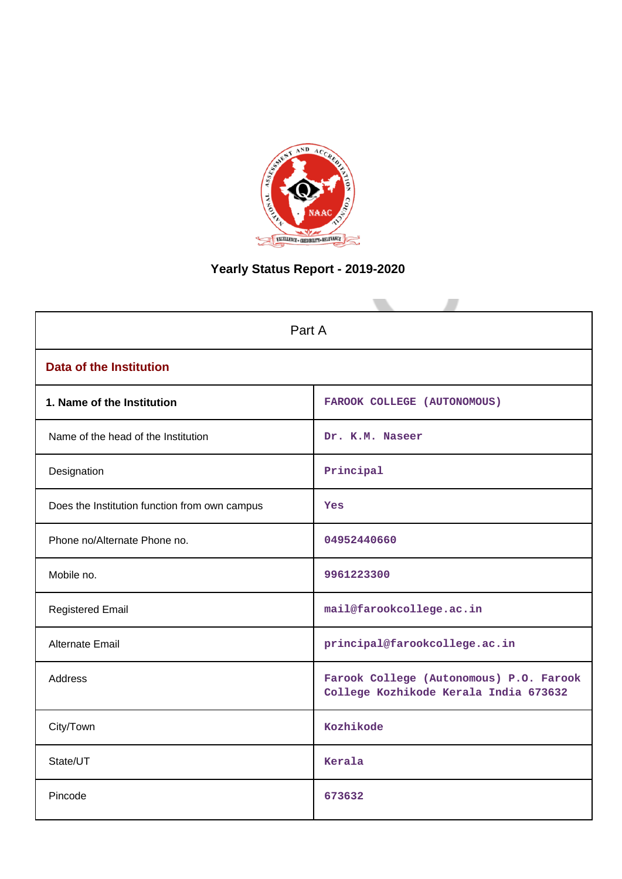# Yearly Status Report - 2019-2020

| Part A | |
|---|---|
| **Data of the Institution** | |
| **1. Name of the Institution** | FAROOK COLLEGE (AUTONOMOUS) |
| Name of the head of the Institution | Dr. K.M. Naseer |
| Designation | Principal |
| Does the Institution function from own campus | Yes |
| Phone no/Alternate Phone no. | 04952440660 |
| Mobile no. | 9961223300 |
| Registered Email | mail@farookcollege.ac.in |
| Alternate Email | principal@farookcollege.ac.in |
| Address | Farook College (Autonomous) P.O. Farook College Kozhikode Kerala India 673632 |
| City/Town | Kozhikode |
| State/UT | Kerala |
| Pincode | 673632 |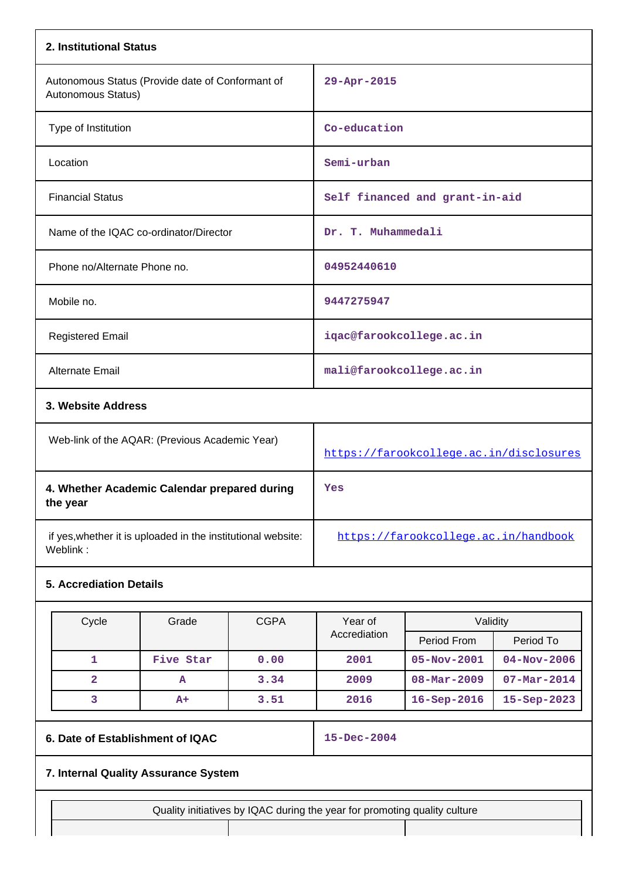## 2. Institutional Status

| | |
|---|---|
| Autonomous Status (Provide date of Conformant of Autonomous Status) | 29-Apr-2015 |
| Type of Institution | Co-education |
| Location | Semi-urban |
| Financial Status | Self financed and grant-in-aid |
| Name of the IQAC co-ordinator/Director | Dr. T. Muhammedali |
| Phone no/Alternate Phone no. | 04952440610 |
| Mobile no. | 9447275947 |
| Registered Email | iqac@farookcollege.ac.in |
| Alternate Email | mali@farookcollege.ac.in |

## 3. Website Address

| | |
|---|---|
| Web-link of the AQAR: (Previous Academic Year) | https://farookcollege.ac.in/disclosures |

| | |
|---|---|
| **4. Whether Academic Calendar prepared during the year** | Yes |
| if yes,whether it is uploaded in the institutional website: Weblink : | https://farookcollege.ac.in/handbook |

## 5. Accreditation Details

| Cycle | Grade | CGPA | Year of Accrediation | Validity | |
|---|---|---|---|---|---|
| | | | | Period From | Period To |
| 1 | Five Star | 0.00 | 2001 | 05-Nov-2001 | 04-Nov-2006 |
| 2 | A | 3.34 | 2009 | 08-Mar-2009 | 07-Mar-2014 |
| 3 | A+ | 3.51 | 2016 | 16-Sep-2016 | 15-Sep-2023 |

| | |
|---|---|
| **6. Date of Establishment of IQAC** | 15-Dec-2004 |

## 7. Internal Quality Assurance System

| Quality initiatives by IQAC during the year for promoting quality culture | | |
|---|---|---|
| | | |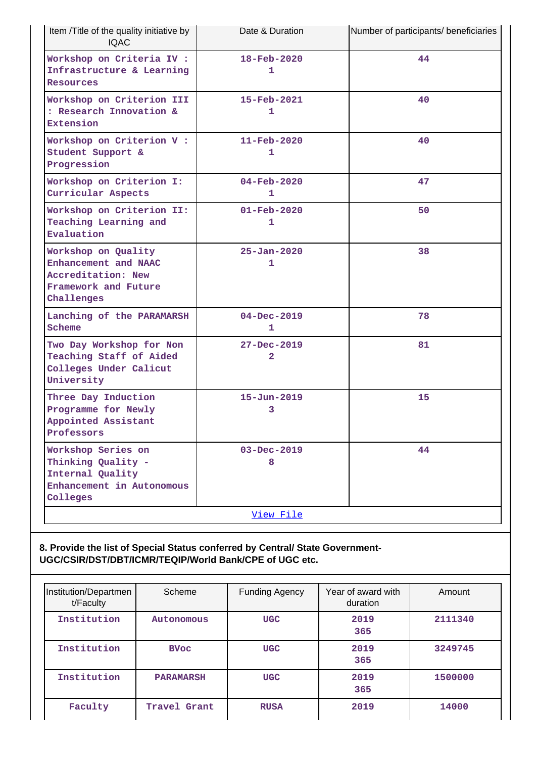| Item /Title of the quality initiative by IQAC | Date & Duration | Number of participants/ beneficiaries |
|---|---|---|
| Workshop on Criteria IV : Infrastructure & Learning Resources | 18-Feb-2020 1 | 44 |
| Workshop on Criterion III : Research Innovation & Extension | 15-Feb-2021 1 | 40 |
| Workshop on Criterion V : Student Support & Progression | 11-Feb-2020 1 | 40 |
| Workshop on Criterion I: Curricular Aspects | 04-Feb-2020 1 | 47 |
| Workshop on Criterion II: Teaching Learning and Evaluation | 01-Feb-2020 1 | 50 |
| Workshop on Quality Enhancement and NAAC Accreditation: New Framework and Future Challenges | 25-Jan-2020 1 | 38 |
| Lanching of the PARAMARSH Scheme | 04-Dec-2019 1 | 78 |
| Two Day Workshop for Non Teaching Staff of Aided Colleges Under Calicut University | 27-Dec-2019 2 | 81 |
| Three Day Induction Programme for Newly Appointed Assistant Professors | 15-Jun-2019 3 | 15 |
| Workshop Series on Thinking Quality - Internal Quality Enhancement in Autonomous Colleges | 03-Dec-2019 8 | 44 |

View File

**8. Provide the list of Special Status conferred by Central/ State Government-UGC/CSIR/DST/DBT/ICMR/TEQIP/World Bank/CPE of UGC etc.**

| Institution/Department/Faculty | Scheme | Funding Agency | Year of award with duration | Amount |
|---|---|---|---|---|
| Institution | Autonomous | UGC | 2019 365 | 2111340 |
| Institution | BVoc | UGC | 2019 365 | 3249745 |
| Institution | PARAMARSH | UGC | 2019 365 | 1500000 |
| Faculty | Travel Grant | RUSA | 2019 | 14000 |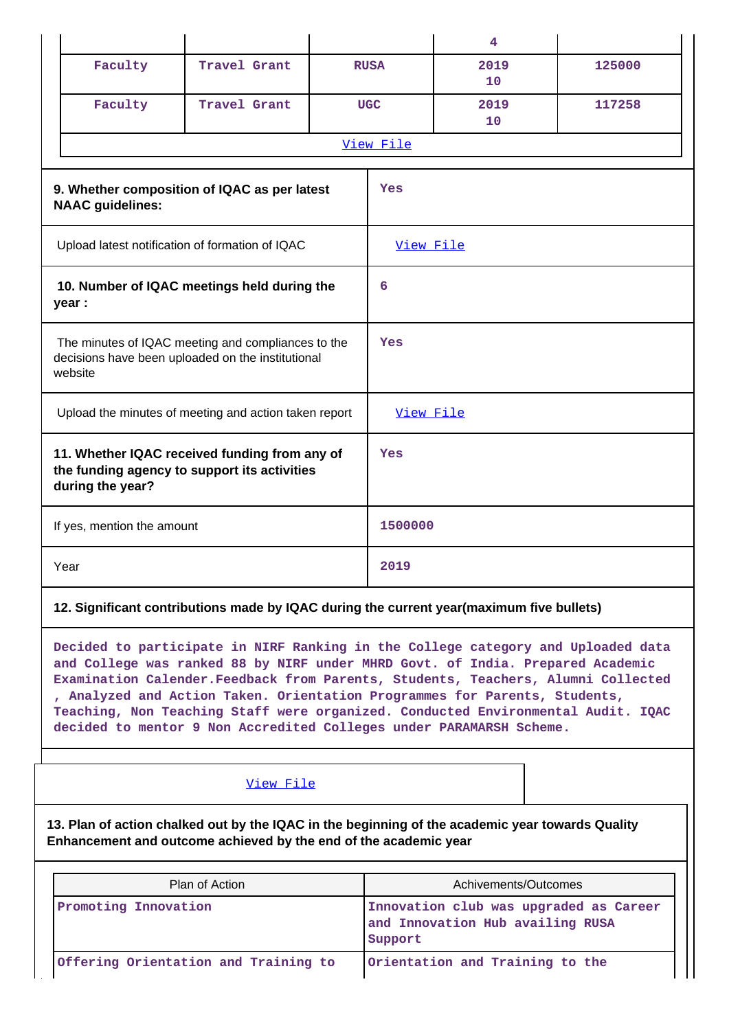|  |  |  | 4 |  |
|---|---|---|---|---|
| Faculty | Travel Grant | RUSA | 2019<br>10 | 125000 |
| Faculty | Travel Grant | UGC | 2019<br>10 | 117258 |

View File

| | |
|---|---|
| **9. Whether composition of IQAC as per latest NAAC guidelines:** | Yes |
| Upload latest notification of formation of IQAC | View File |
| **10. Number of IQAC meetings held during the year :** | 6 |
| The minutes of IQAC meeting and compliances to the decisions have been uploaded on the institutional website | Yes |
| Upload the minutes of meeting and action taken report | View File |
| **11. Whether IQAC received funding from any of the funding agency to support its activities during the year?** | Yes |
| If yes, mention the amount | 1500000 |
| Year | 2019 |

**12. Significant contributions made by IQAC during the current year(maximum five bullets)**

Decided to participate in NIRF Ranking in the College category and Uploaded data and College was ranked 88 by NIRF under MHRD Govt. of India. Prepared Academic Examination Calender.Feedback from Parents, Students, Teachers, Alumni Collected , Analyzed and Action Taken. Orientation Programmes for Parents, Students, Teaching, Non Teaching Staff were organized. Conducted Environmental Audit. IQAC decided to mentor 9 Non Accredited Colleges under PARAMARSH Scheme.

View File

**13. Plan of action chalked out by the IQAC in the beginning of the academic year towards Quality Enhancement and outcome achieved by the end of the academic year**

| Plan of Action | Achivements/Outcomes |
|---|---|
| Promoting Innovation | Innovation club was upgraded as Career and Innovation Hub availing RUSA Support |
| Offering Orientation and Training to | Orientation and Training to the |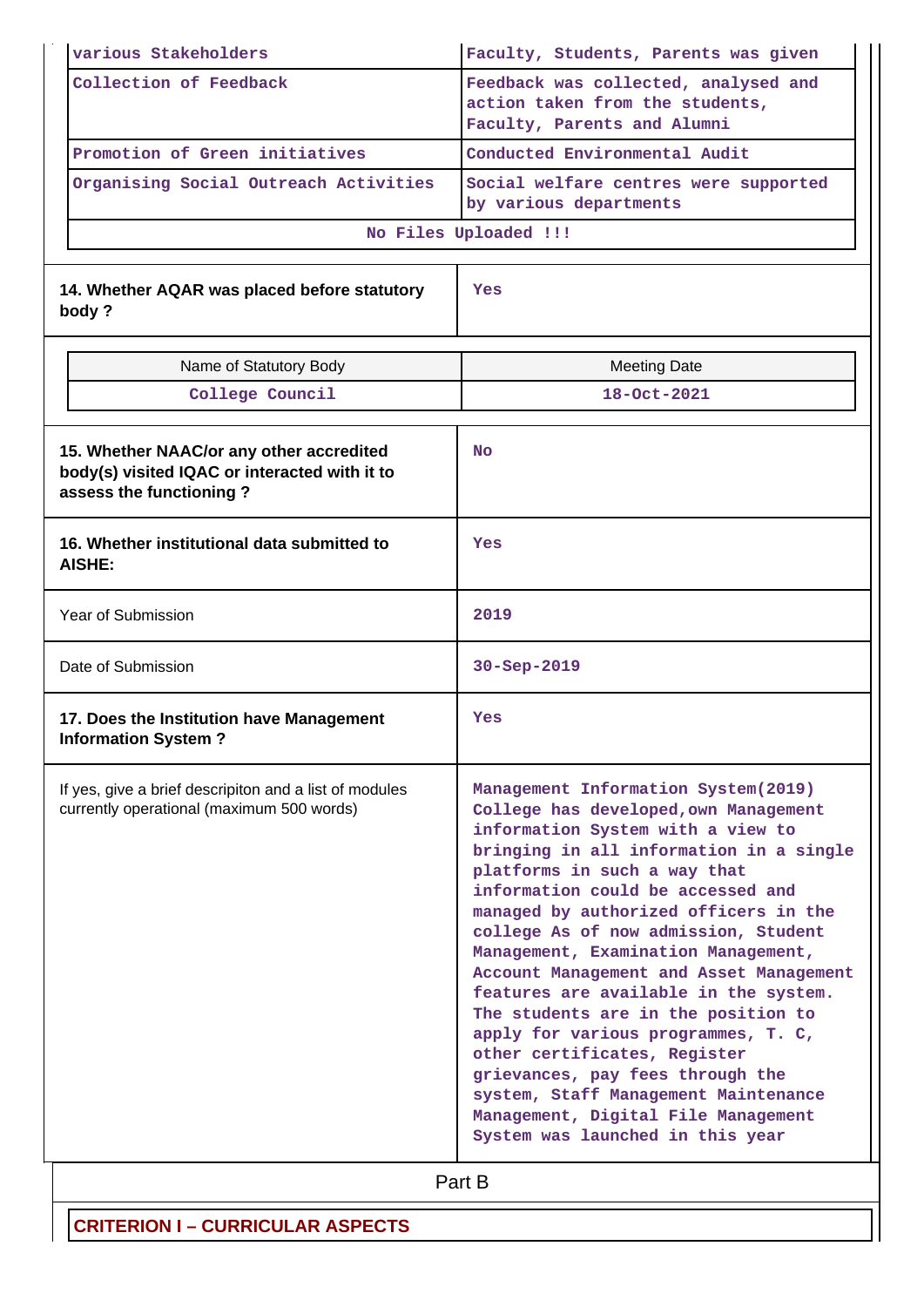| various Stakeholders | Faculty, Students, Parents was given |
|---|---|
| Collection of Feedback | Feedback was collected, analysed and action taken from the students, Faculty, Parents and Alumni |
| Promotion of Green initiatives | Conducted Environmental Audit |
| Organising Social Outreach Activities | Social welfare centres were supported by various departments |

No Files Uploaded !!!

| 14. Whether AQAR was placed before statutory body ? | Yes |
|---|---|

| Name of Statutory Body | Meeting Date |
|---|---|
| College Council | 18-Oct-2021 |

| 15. Whether NAAC/or any other accredited body(s) visited IQAC or interacted with it to assess the functioning ? | No |
|---|---|
| 16. Whether institutional data submitted to AISHE: | Yes |
| Year of Submission | 2019 |
| Date of Submission | 30-Sep-2019 |
| 17. Does the Institution have Management Information System ? | Yes |
| If yes, give a brief descripiton and a list of modules currently operational (maximum 500 words) | Management Information System(2019) College has developed,own Management information System with a view to bringing in all information in a single platforms in such a way that information could be accessed and managed by authorized officers in the college As of now admission, Student Management, Examination Management, Account Management and Asset Management features are available in the system. The students are in the position to apply for various programmes, T. C, other certificates, Register grievances, pay fees through the system, Staff Management Maintenance Management, Digital File Management System was launched in this year |

## Part B

### CRITERION I – CURRICULAR ASPECTS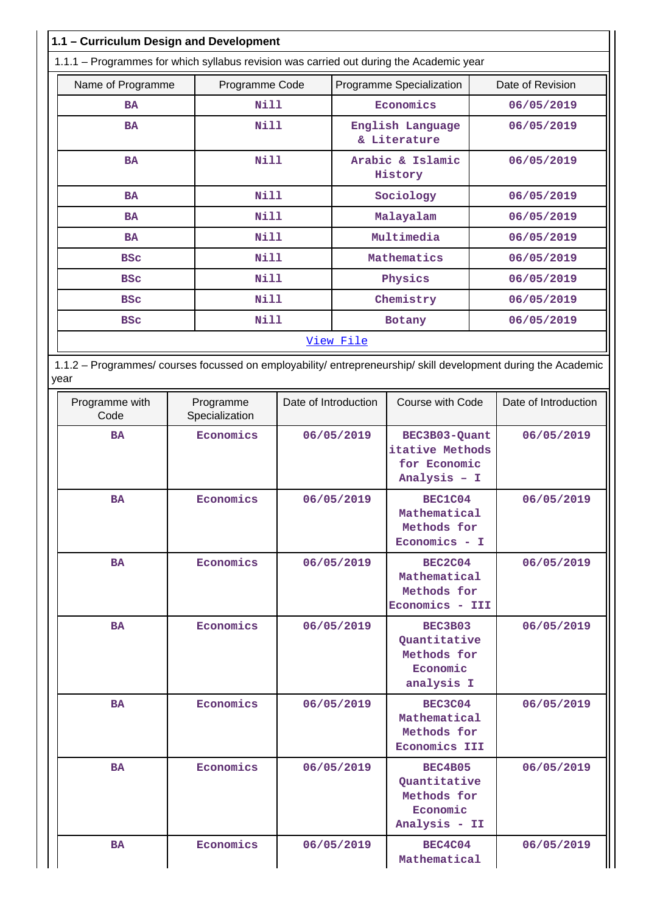## 1.1 – Curriculum Design and Development

1.1.1 – Programmes for which syllabus revision was carried out during the Academic year

| Name of Programme | Programme Code | Programme Specialization | Date of Revision |
|---|---|---|---|
| BA | Nill | Economics | 06/05/2019 |
| BA | Nill | English Language & Literature | 06/05/2019 |
| BA | Nill | Arabic & Islamic History | 06/05/2019 |
| BA | Nill | Sociology | 06/05/2019 |
| BA | Nill | Malayalam | 06/05/2019 |
| BA | Nill | Multimedia | 06/05/2019 |
| BSc | Nill | Mathematics | 06/05/2019 |
| BSc | Nill | Physics | 06/05/2019 |
| BSc | Nill | Chemistry | 06/05/2019 |
| BSc | Nill | Botany | 06/05/2019 |

View File

1.1.2 – Programmes/ courses focussed on employability/ entrepreneurship/ skill development during the Academic year

| Programme with Code | Programme Specialization | Date of Introduction | Course with Code | Date of Introduction |
|---|---|---|---|---|
| BA | Economics | 06/05/2019 | BEC3B03-Quantitative Methods for Economic Analysis – I | 06/05/2019 |
| BA | Economics | 06/05/2019 | BEC1C04 Mathematical Methods for Economics - I | 06/05/2019 |
| BA | Economics | 06/05/2019 | BEC2C04 Mathematical Methods for Economics - III | 06/05/2019 |
| BA | Economics | 06/05/2019 | BEC3B03 Quantitative Methods for Economic analysis I | 06/05/2019 |
| BA | Economics | 06/05/2019 | BEC3C04 Mathematical Methods for Economics III | 06/05/2019 |
| BA | Economics | 06/05/2019 | BEC4B05 Quantitative Methods for Economic Analysis - II | 06/05/2019 |
| BA | Economics | 06/05/2019 | BEC4C04 Mathematical | 06/05/2019 |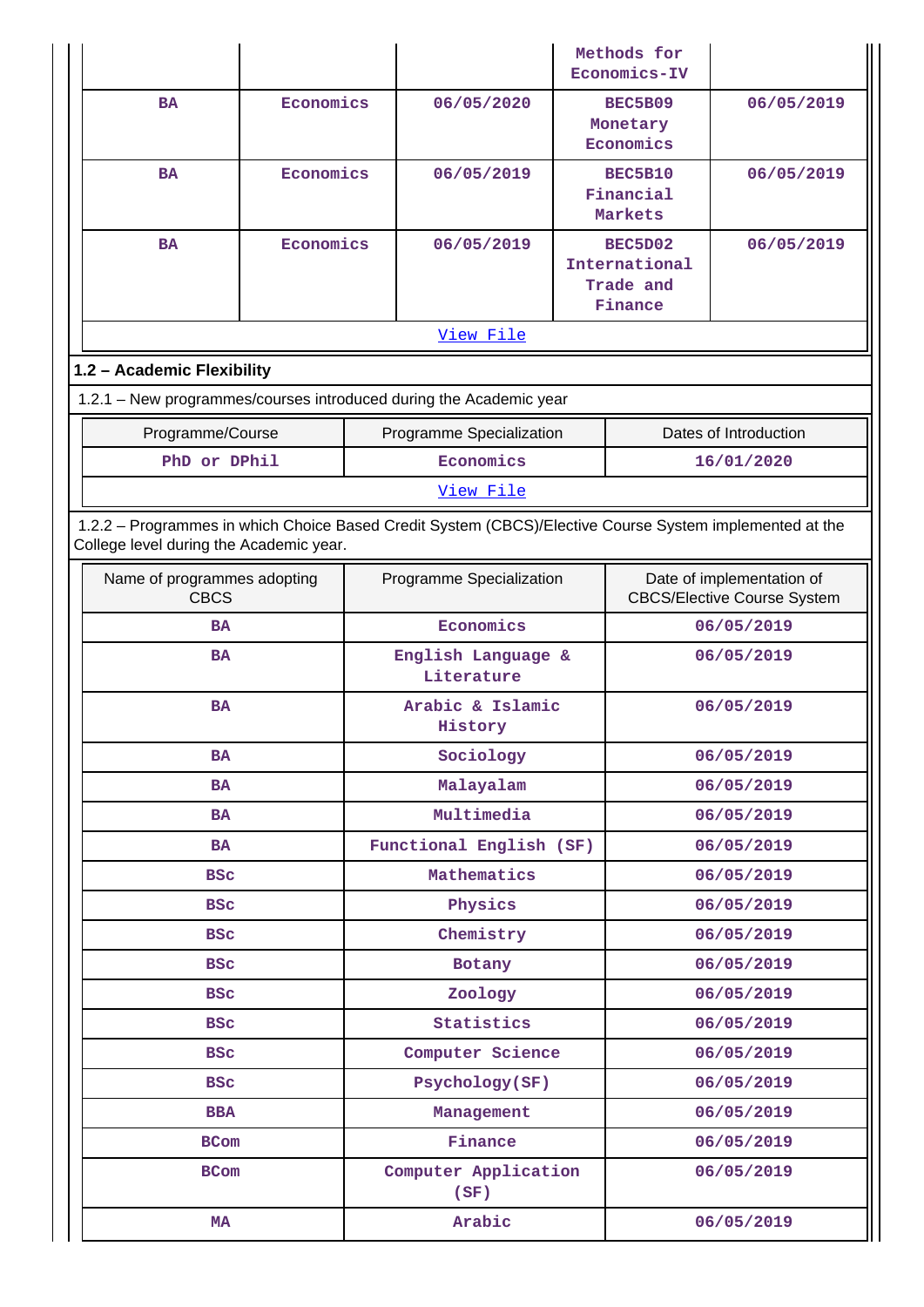|  |  |  | Methods for Economics-IV |  |
|---|---|---|---|---|
| BA | Economics | 06/05/2020 | BEC5B09 Monetary Economics | 06/05/2019 |
| BA | Economics | 06/05/2019 | BEC5B10 Financial Markets | 06/05/2019 |
| BA | Economics | 06/05/2019 | BEC5D02 International Trade and Finance | 06/05/2019 |

View File

## 1.2 – Academic Flexibility

1.2.1 – New programmes/courses introduced during the Academic year

| Programme/Course | Programme Specialization | Dates of Introduction |
|---|---|---|
| PhD or DPhil | Economics | 16/01/2020 |

View File

1.2.2 – Programmes in which Choice Based Credit System (CBCS)/Elective Course System implemented at the College level during the Academic year.

| Name of programmes adopting CBCS | Programme Specialization | Date of implementation of CBCS/Elective Course System |
|---|---|---|
| BA | Economics | 06/05/2019 |
| BA | English Language & Literature | 06/05/2019 |
| BA | Arabic & Islamic History | 06/05/2019 |
| BA | Sociology | 06/05/2019 |
| BA | Malayalam | 06/05/2019 |
| BA | Multimedia | 06/05/2019 |
| BA | Functional English (SF) | 06/05/2019 |
| BSc | Mathematics | 06/05/2019 |
| BSc | Physics | 06/05/2019 |
| BSc | Chemistry | 06/05/2019 |
| BSc | Botany | 06/05/2019 |
| BSc | Zoology | 06/05/2019 |
| BSc | Statistics | 06/05/2019 |
| BSc | Computer Science | 06/05/2019 |
| BSc | Psychology(SF) | 06/05/2019 |
| BBA | Management | 06/05/2019 |
| BCom | Finance | 06/05/2019 |
| BCom | Computer Application (SF) | 06/05/2019 |
| MA | Arabic | 06/05/2019 |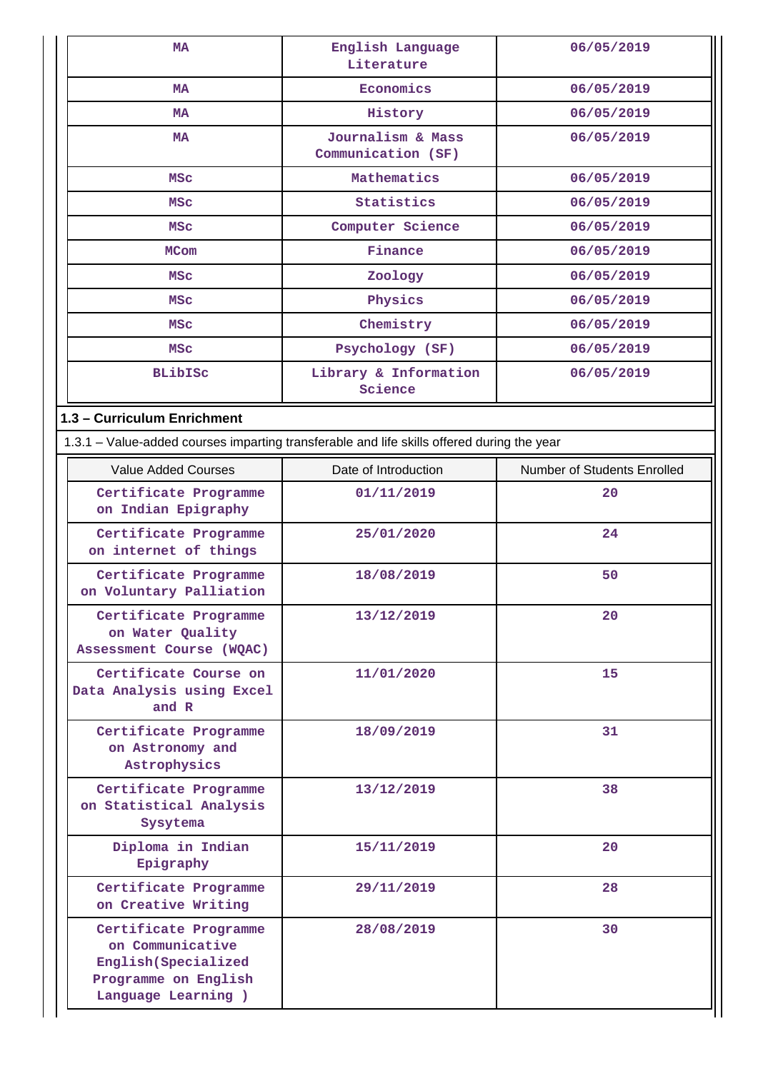| MA | English Language Literature | 06/05/2019 |
|---|---|---|
| MA | Economics | 06/05/2019 |
| MA | History | 06/05/2019 |
| MA | Journalism & Mass Communication (SF) | 06/05/2019 |
| MSc | Mathematics | 06/05/2019 |
| MSc | Statistics | 06/05/2019 |
| MSc | Computer Science | 06/05/2019 |
| MCom | Finance | 06/05/2019 |
| MSc | Zoology | 06/05/2019 |
| MSc | Physics | 06/05/2019 |
| MSc | Chemistry | 06/05/2019 |
| MSc | Psychology (SF) | 06/05/2019 |
| BLibISc | Library & Information Science | 06/05/2019 |

## 1.3 – Curriculum Enrichment

1.3.1 – Value-added courses imparting transferable and life skills offered during the year

| Value Added Courses | Date of Introduction | Number of Students Enrolled |
|---|---|---|
| Certificate Programme on Indian Epigraphy | 01/11/2019 | 20 |
| Certificate Programme on internet of things | 25/01/2020 | 24 |
| Certificate Programme on Voluntary Palliation | 18/08/2019 | 50 |
| Certificate Programme on Water Quality Assessment Course (WQAC) | 13/12/2019 | 20 |
| Certificate Course on Data Analysis using Excel and R | 11/01/2020 | 15 |
| Certificate Programme on Astronomy and Astrophysics | 18/09/2019 | 31 |
| Certificate Programme on Statistical Analysis Sysytema | 13/12/2019 | 38 |
| Diploma in Indian Epigraphy | 15/11/2019 | 20 |
| Certificate Programme on Creative Writing | 29/11/2019 | 28 |
| Certificate Programme on Communicative English(Specialized Programme on English Language Learning ) | 28/08/2019 | 30 |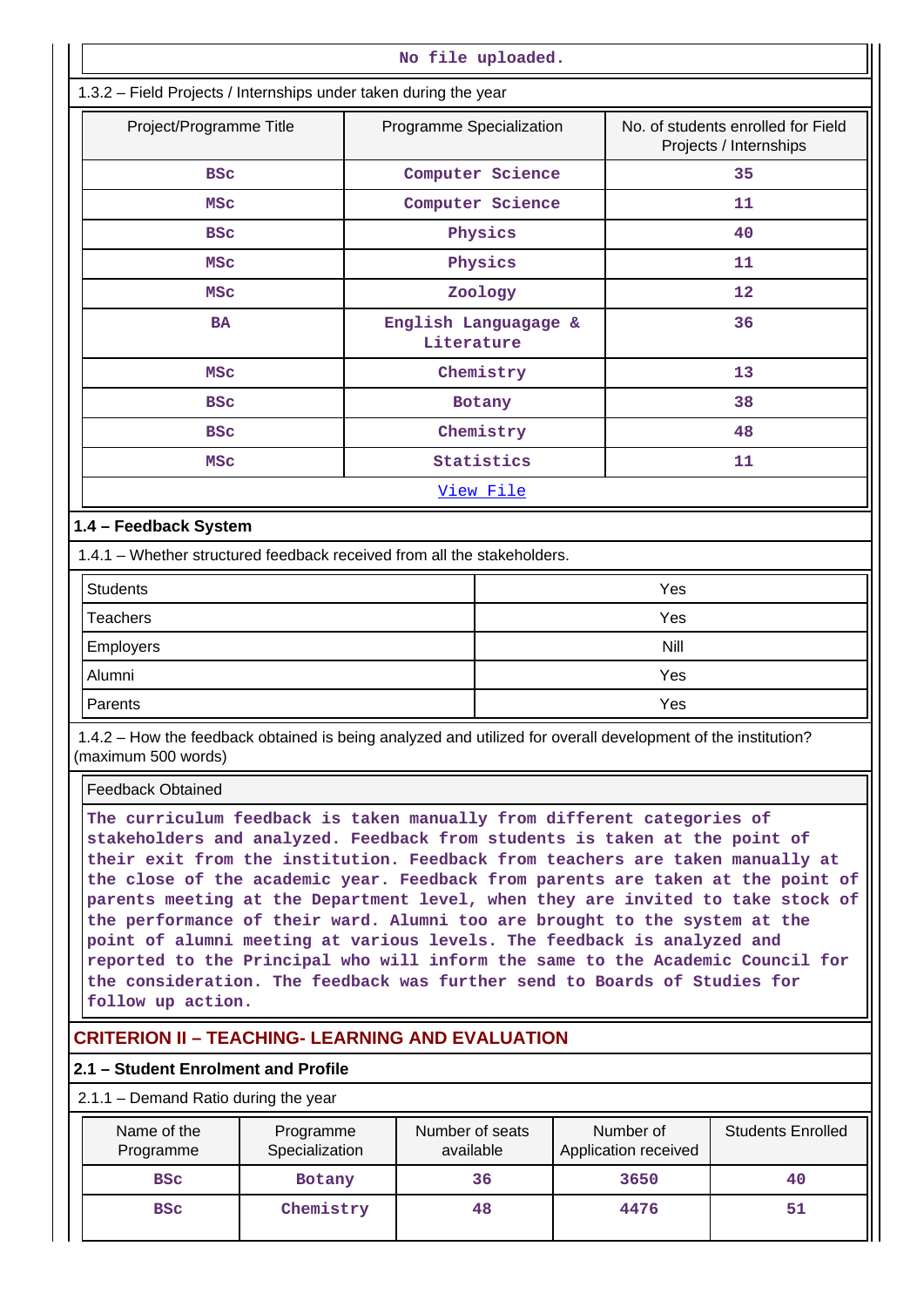No file uploaded.

1.3.2 – Field Projects / Internships under taken during the year

| Project/Programme Title | Programme Specialization | No. of students enrolled for Field Projects / Internships |
|---|---|---|
| BSc | Computer Science | 35 |
| MSc | Computer Science | 11 |
| BSc | Physics | 40 |
| MSc | Physics | 11 |
| MSc | Zoology | 12 |
| BA | English Languagage & Literature | 36 |
| MSc | Chemistry | 13 |
| BSc | Botany | 38 |
| BSc | Chemistry | 48 |
| MSc | Statistics | 11 |

[View File](View File)

## 1.4 – Feedback System

1.4.1 – Whether structured feedback received from all the stakeholders.

| Stakeholder | Response |
|---|---|
| Students | Yes |
| Teachers | Yes |
| Employers | Nill |
| Alumni | Yes |
| Parents | Yes |

1.4.2 – How the feedback obtained is being analyzed and utilized for overall development of the institution? (maximum 500 words)

Feedback Obtained

The curriculum feedback is taken manually from different categories of stakeholders and analyzed. Feedback from students is taken at the point of their exit from the institution. Feedback from teachers are taken manually at the close of the academic year. Feedback from parents are taken at the point of parents meeting at the Department level, when they are invited to take stock of the performance of their ward. Alumni too are brought to the system at the point of alumni meeting at various levels. The feedback is analyzed and reported to the Principal who will inform the same to the Academic Council for the consideration. The feedback was further send to Boards of Studies for follow up action.

# CRITERION II – TEACHING- LEARNING AND EVALUATION

## 2.1 – Student Enrolment and Profile

2.1.1 – Demand Ratio during the year

| Name of the Programme | Programme Specialization | Number of seats available | Number of Application received | Students Enrolled |
|---|---|---|---|---|
| BSc | Botany | 36 | 3650 | 40 |
| BSc | Chemistry | 48 | 4476 | 51 |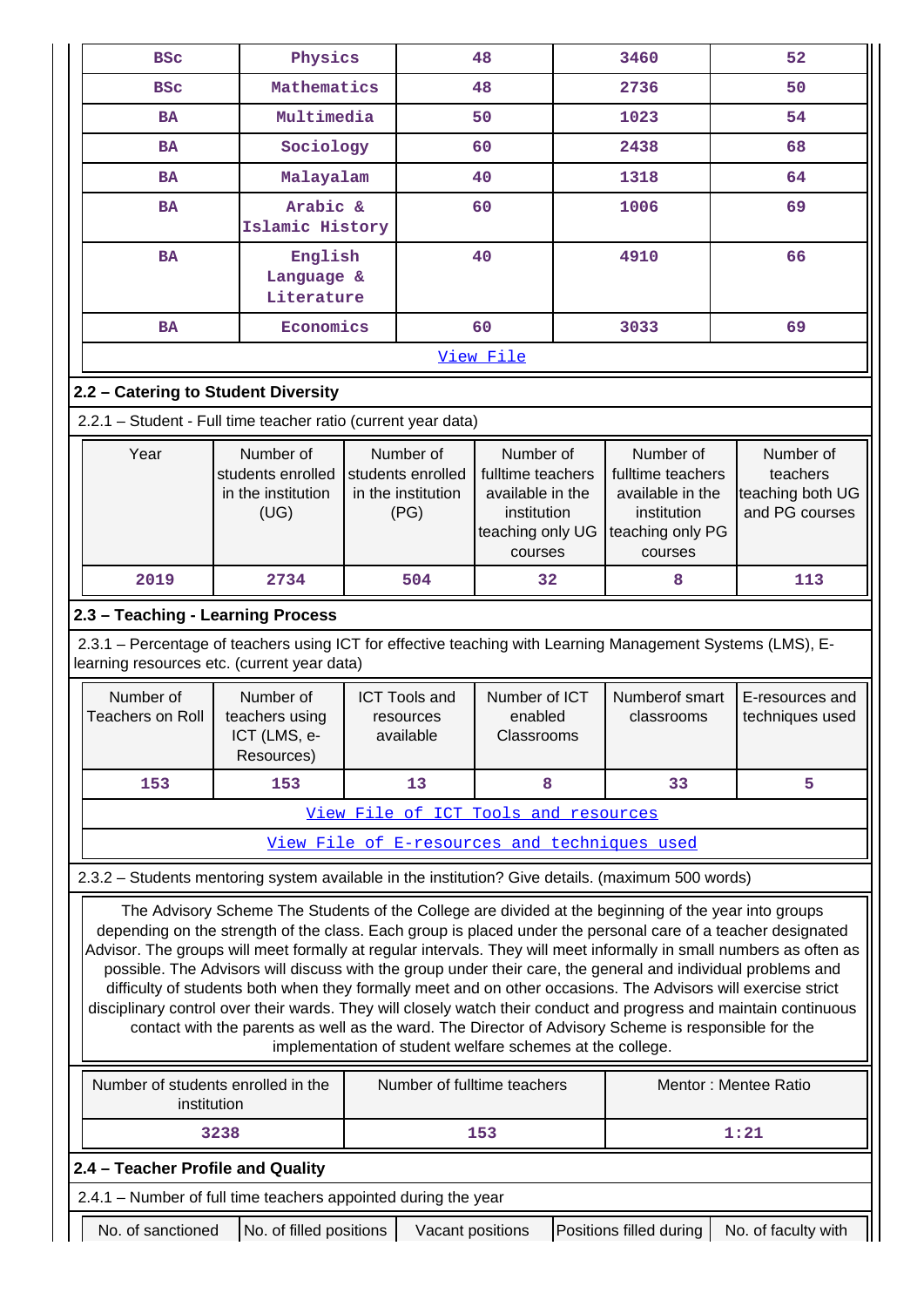| BSc | Physics | 48 | 3460 | 52 |
|---|---|---|---|---|
| BSc | Mathematics | 48 | 2736 | 50 |
| BA | Multimedia | 50 | 1023 | 54 |
| BA | Sociology | 60 | 2438 | 68 |
| BA | Malayalam | 40 | 1318 | 64 |
| BA | Arabic & Islamic History | 60 | 1006 | 69 |
| BA | English Language & Literature | 40 | 4910 | 66 |
| BA | Economics | 60 | 3033 | 69 |
| View File | | | | |

## 2.2 – Catering to Student Diversity

2.2.1 – Student - Full time teacher ratio (current year data)

| Year | Number of students enrolled in the institution (UG) | Number of students enrolled in the institution (PG) | Number of fulltime teachers available in the institution teaching only UG courses | Number of fulltime teachers available in the institution teaching only PG courses | Number of teachers teaching both UG and PG courses |
|---|---|---|---|---|---|
| 2019 | 2734 | 504 | 32 | 8 | 113 |

## 2.3 – Teaching - Learning Process

2.3.1 – Percentage of teachers using ICT for effective teaching with Learning Management Systems (LMS), E-learning resources etc. (current year data)

| Number of Teachers on Roll | Number of teachers using ICT (LMS, e-Resources) | ICT Tools and resources available | Number of ICT enabled Classrooms | Numberof smart classrooms | E-resources and techniques used |
|---|---|---|---|---|---|
| 153 | 153 | 13 | 8 | 33 | 5 |
| View File of ICT Tools and resources | | | | | |
| View File of E-resources and techniques used | | | | | |

2.3.2 – Students mentoring system available in the institution? Give details. (maximum 500 words)

The Advisory Scheme The Students of the College are divided at the beginning of the year into groups depending on the strength of the class. Each group is placed under the personal care of a teacher designated Advisor. The groups will meet formally at regular intervals. They will meet informally in small numbers as often as possible. The Advisors will discuss with the group under their care, the general and individual problems and difficulty of students both when they formally meet and on other occasions. The Advisors will exercise strict disciplinary control over their wards. They will closely watch their conduct and progress and maintain continuous contact with the parents as well as the ward. The Director of Advisory Scheme is responsible for the implementation of student welfare schemes at the college.

| Number of students enrolled in the institution | Number of fulltime teachers | Mentor : Mentee Ratio |
|---|---|---|
| 3238 | 153 | 1:21 |

## 2.4 – Teacher Profile and Quality

2.4.1 – Number of full time teachers appointed during the year

| No. of sanctioned | No. of filled positions | Vacant positions | Positions filled during | No. of faculty with |
|---|---|---|---|---|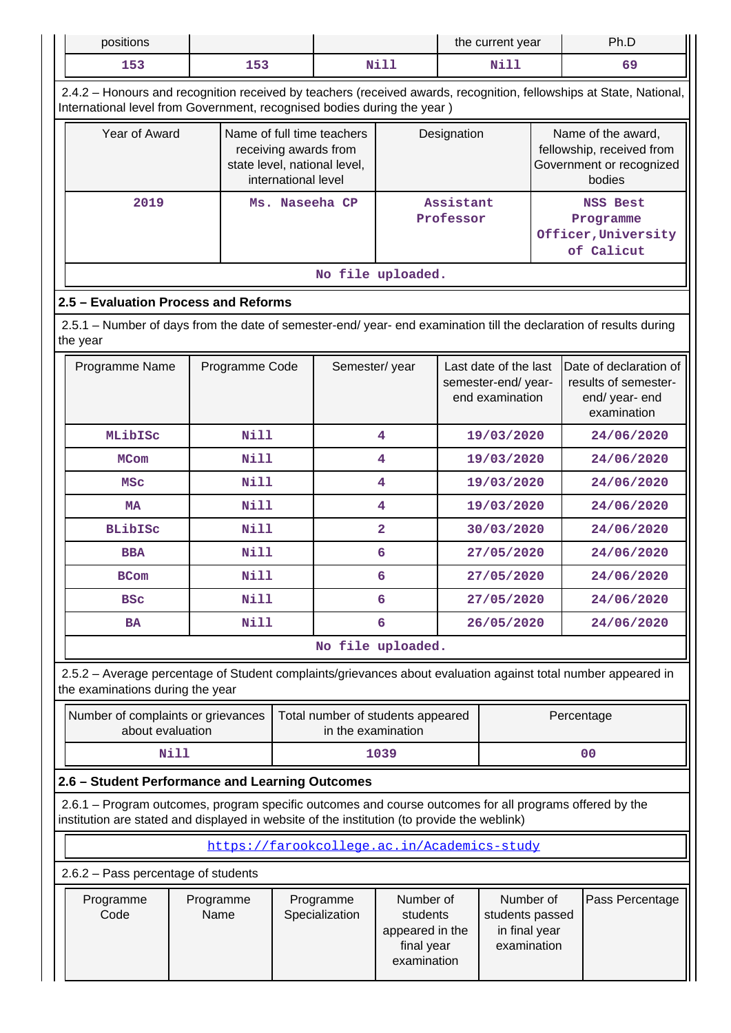| positions | | | the current year | Ph.D |
|---|---|---|---|---|
| 153 | 153 | Nill | Nill | 69 |

2.4.2 – Honours and recognition received by teachers (received awards, recognition, fellowships at State, National, International level from Government, recognised bodies during the year )

| Year of Award | Name of full time teachers receiving awards from state level, national level, international level | Designation | Name of the award, fellowship, received from Government or recognized bodies |
|---|---|---|---|
| 2019 | Ms. Naseeha CP | Assistant Professor | NSS Best Programme Officer, University of Calicut |

No file uploaded.

## 2.5 – Evaluation Process and Reforms

2.5.1 – Number of days from the date of semester-end/ year- end examination till the declaration of results during the year

| Programme Name | Programme Code | Semester/ year | Last date of the last semester-end/ year- end examination | Date of declaration of results of semester- end/ year- end examination |
|---|---|---|---|---|
| MLibISc | Nill | 4 | 19/03/2020 | 24/06/2020 |
| MCom | Nill | 4 | 19/03/2020 | 24/06/2020 |
| MSc | Nill | 4 | 19/03/2020 | 24/06/2020 |
| MA | Nill | 4 | 19/03/2020 | 24/06/2020 |
| BLibISc | Nill | 2 | 30/03/2020 | 24/06/2020 |
| BBA | Nill | 6 | 27/05/2020 | 24/06/2020 |
| BCom | Nill | 6 | 27/05/2020 | 24/06/2020 |
| BSc | Nill | 6 | 27/05/2020 | 24/06/2020 |
| BA | Nill | 6 | 26/05/2020 | 24/06/2020 |

No file uploaded.

2.5.2 – Average percentage of Student complaints/grievances about evaluation against total number appeared in the examinations during the year

| Number of complaints or grievances about evaluation | Total number of students appeared in the examination | Percentage |
|---|---|---|
| Nill | 1039 | 00 |

## 2.6 – Student Performance and Learning Outcomes

2.6.1 – Program outcomes, program specific outcomes and course outcomes for all programs offered by the institution are stated and displayed in website of the institution (to provide the weblink)

https://farookcollege.ac.in/Academics-study

2.6.2 – Pass percentage of students

| Programme Code | Programme Name | Programme Specialization | Number of students appeared in the final year examination | Number of students passed in final year examination | Pass Percentage |
|---|---|---|---|---|---|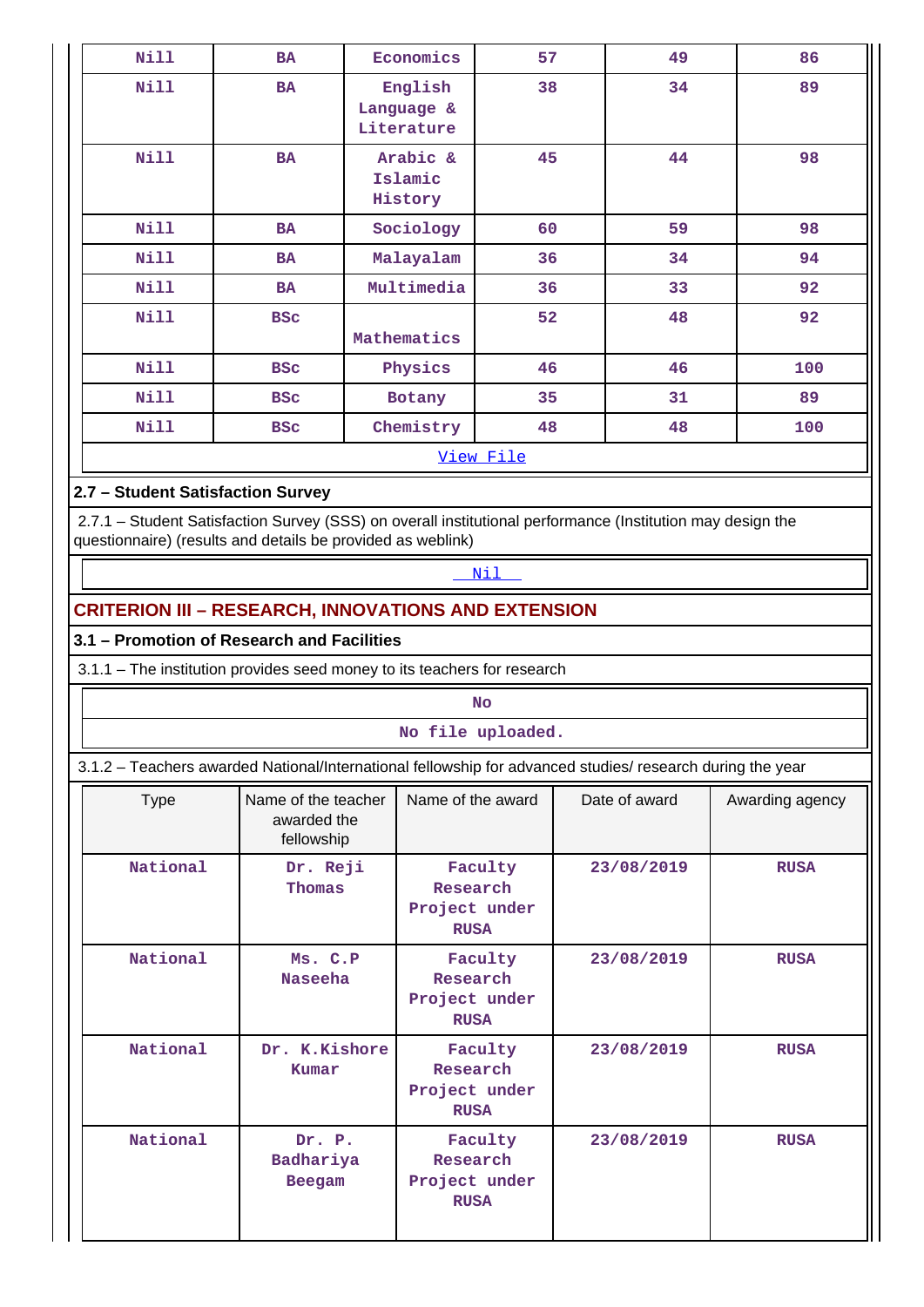| Nill | BA | Economics | 57 | 49 | 86 |
|---|---|---|---|---|---|
| Nill | BA | English Language & Literature | 38 | 34 | 89 |
| Nill | BA | Arabic & Islamic History | 45 | 44 | 98 |
| Nill | BA | Sociology | 60 | 59 | 98 |
| Nill | BA | Malayalam | 36 | 34 | 94 |
| Nill | BA | Multimedia | 36 | 33 | 92 |
| Nill | BSc | Mathematics | 52 | 48 | 92 |
| Nill | BSc | Physics | 46 | 46 | 100 |
| Nill | BSc | Botany | 35 | 31 | 89 |
| Nill | BSc | Chemistry | 48 | 48 | 100 |

View File

### 2.7 – Student Satisfaction Survey

2.7.1 – Student Satisfaction Survey (SSS) on overall institutional performance (Institution may design the questionnaire) (results and details be provided as weblink)

Nil

## CRITERION III – RESEARCH, INNOVATIONS AND EXTENSION

### 3.1 – Promotion of Research and Facilities

3.1.1 – The institution provides seed money to its teachers for research

No

No file uploaded.

3.1.2 – Teachers awarded National/International fellowship for advanced studies/ research during the year

| Type | Name of the teacher awarded the fellowship | Name of the award | Date of award | Awarding agency |
|---|---|---|---|---|
| National | Dr. Reji Thomas | Faculty Research Project under RUSA | 23/08/2019 | RUSA |
| National | Ms. C.P Naseeha | Faculty Research Project under RUSA | 23/08/2019 | RUSA |
| National | Dr. K.Kishore Kumar | Faculty Research Project under RUSA | 23/08/2019 | RUSA |
| National | Dr. P. Badhariya Beegam | Faculty Research Project under RUSA | 23/08/2019 | RUSA |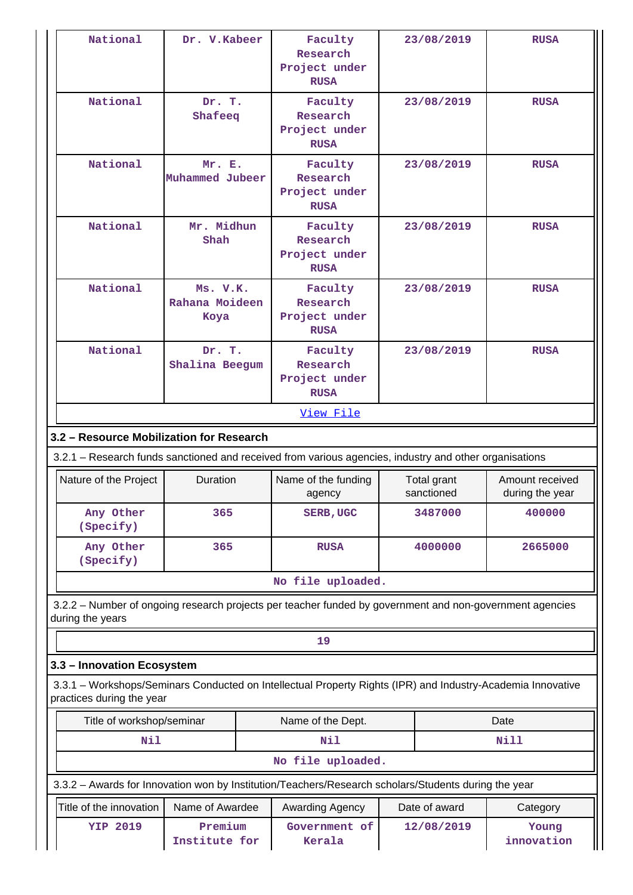| National | Dr. V.Kabeer | Faculty Research Project under RUSA | 23/08/2019 | RUSA |
|---|---|---|---|---|
| National | Dr. T. Shafeeq | Faculty Research Project under RUSA | 23/08/2019 | RUSA |
| National | Mr. E. Muhammed Jubeer | Faculty Research Project under RUSA | 23/08/2019 | RUSA |
| National | Mr. Midhun Shah | Faculty Research Project under RUSA | 23/08/2019 | RUSA |
| National | Ms. V.K. Rahana Moideen Koya | Faculty Research Project under RUSA | 23/08/2019 | RUSA |
| National | Dr. T. Shalina Beegum | Faculty Research Project under RUSA | 23/08/2019 | RUSA |

View File

### 3.2 – Resource Mobilization for Research

3.2.1 – Research funds sanctioned and received from various agencies, industry and other organisations

| Nature of the Project | Duration | Name of the funding agency | Total grant sanctioned | Amount received during the year |
|---|---|---|---|---|
| Any Other (Specify) | 365 | SERB,UGC | 3487000 | 400000 |
| Any Other (Specify) | 365 | RUSA | 4000000 | 2665000 |

No file uploaded.

3.2.2 – Number of ongoing research projects per teacher funded by government and non-government agencies during the years

19

### 3.3 – Innovation Ecosystem

3.3.1 – Workshops/Seminars Conducted on Intellectual Property Rights (IPR) and Industry-Academia Innovative practices during the year

| Title of workshop/seminar | Name of the Dept. | Date |
|---|---|---|
| Nil | Nil | Nill |

No file uploaded.

3.3.2 – Awards for Innovation won by Institution/Teachers/Research scholars/Students during the year

| Title of the innovation | Name of Awardee | Awarding Agency | Date of award | Category |
|---|---|---|---|---|
| YIP 2019 | Premium Institute for | Government of Kerala | 12/08/2019 | Young innovation |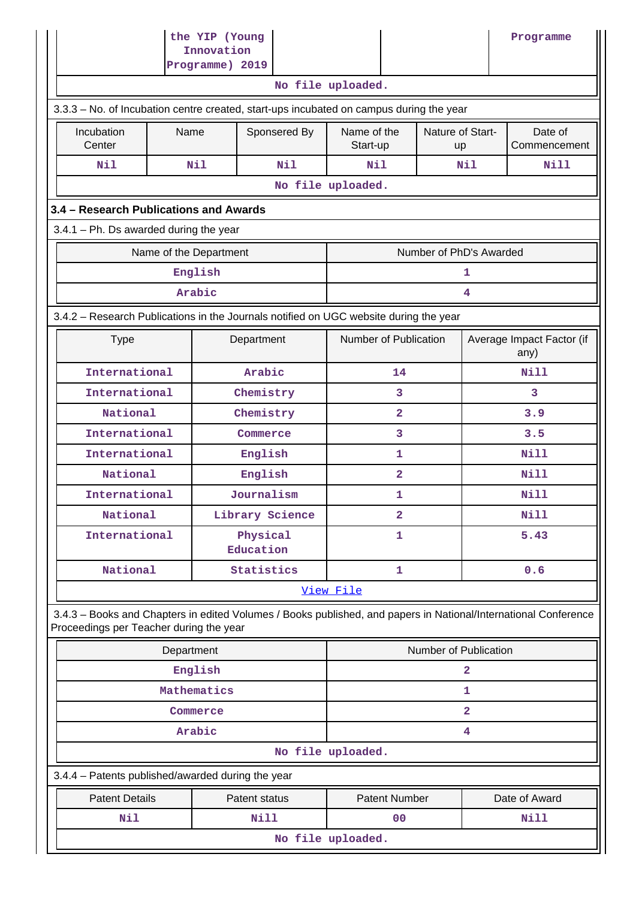| | the YIP (Young Innovation Programme) 2019 | | | Programme |
|---|---|---|---|---|

No file uploaded.

3.3.3 – No. of Incubation centre created, start-ups incubated on campus during the year

| Incubation Center | Name | Sponsered By | Name of the Start-up | Nature of Start-up | Date of Commencement |
|---|---|---|---|---|---|
| Nil | Nil | Nil | Nil | Nil | Nill |

No file uploaded.

### 3.4 – Research Publications and Awards

3.4.1 – Ph. Ds awarded during the year

| Name of the Department | Number of PhD's Awarded |
|---|---|
| English | 1 |
| Arabic | 4 |

3.4.2 – Research Publications in the Journals notified on UGC website during the year

| Type | Department | Number of Publication | Average Impact Factor (if any) |
|---|---|---|---|
| International | Arabic | 14 | Nill |
| International | Chemistry | 3 | 3 |
| National | Chemistry | 2 | 3.9 |
| International | Commerce | 3 | 3.5 |
| International | English | 1 | Nill |
| National | English | 2 | Nill |
| International | Journalism | 1 | Nill |
| National | Library Science | 2 | Nill |
| International | Physical Education | 1 | 5.43 |
| National | Statistics | 1 | 0.6 |

View File

3.4.3 – Books and Chapters in edited Volumes / Books published, and papers in National/International Conference Proceedings per Teacher during the year

| Department | Number of Publication |
|---|---|
| English | 2 |
| Mathematics | 1 |
| Commerce | 2 |
| Arabic | 4 |

No file uploaded.

3.4.4 – Patents published/awarded during the year

| Patent Details | Patent status | Patent Number | Date of Award |
|---|---|---|---|
| Nil | Nill | 00 | Nill |

No file uploaded.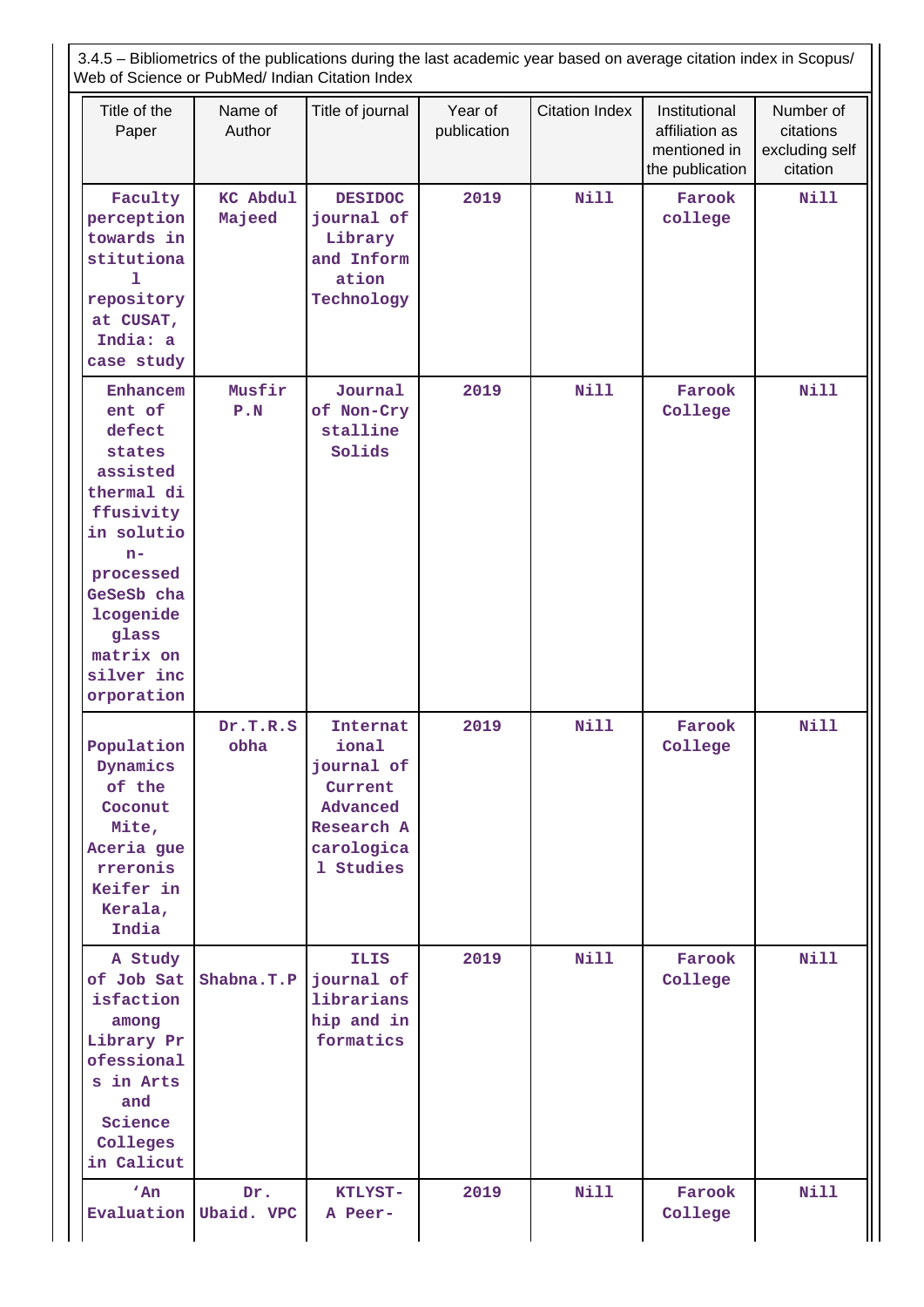3.4.5 – Bibliometrics of the publications during the last academic year based on average citation index in Scopus/ Web of Science or PubMed/ Indian Citation Index

| Title of the Paper | Name of Author | Title of journal | Year of publication | Citation Index | Institutional affiliation as mentioned in the publication | Number of citations excluding self citation |
|---|---|---|---|---|---|---|
| Faculty perception towards institutional repository at CUSAT, India: a case study | KC Abdul Majeed | DESIDOC journal of Library and Information Technology | 2019 | Nill | Farook college | Nill |
| Enhancement of defect states assisted thermal diffusivity in solution-processed GeSeSb chalcogenide glass matrix on silver incorporation | Musfir P.N | Journal of Non-Crystalline Solids | 2019 | Nill | Farook College | Nill |
| Population Dynamics of the Coconut Mite, Aceria guerreronis Keifer in Kerala, India | Dr.T.R.Sobha | International journal of Current Advanced Research Acarological Studies | 2019 | Nill | Farook College | Nill |
| A Study of Job Satisfaction among Library Professionals in Arts and Science Colleges in Calicut | Shabna.T.P | ILIS journal of librarianship and informatics | 2019 | Nill | Farook College | Nill |
| 'An Evaluation | Dr. Ubaid. VPC | KTLYST- A Peer- | 2019 | Nill | Farook College | Nill |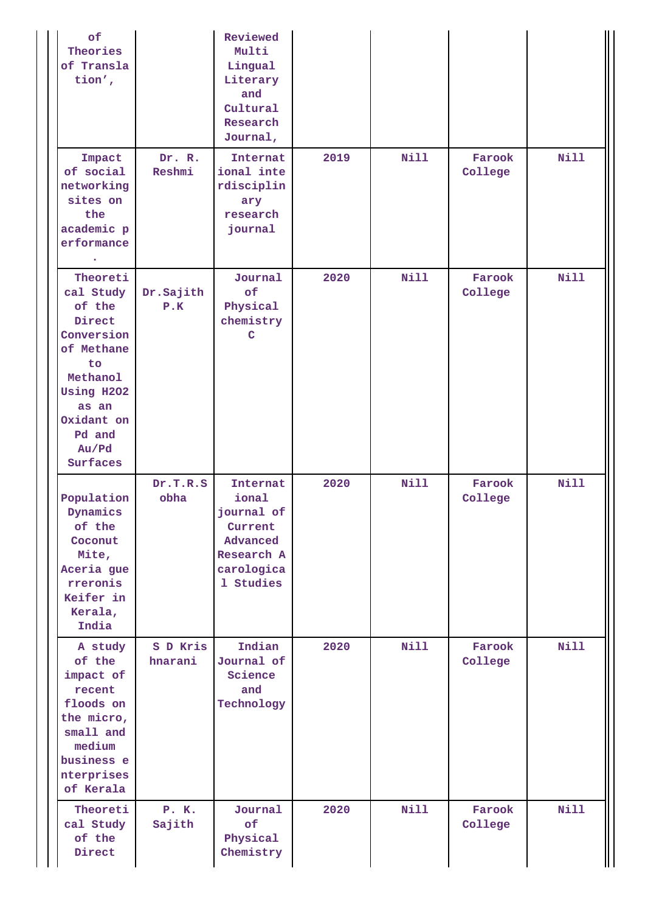| of Theories of Translation', | | Reviewed Multi Lingual Literary and Cultural Research Journal, | | | | |
|---|---|---|---|---|---|---|
| Impact of social networking sites on the academic performance . | Dr. R. Reshmi | International interdisciplinary research journal | 2019 | Nill | Farook College | Nill |
| Theoretical Study of the Direct Conversion of Methane to Methanol Using H2O2 as an Oxidant on Pd and Au/Pd Surfaces | Dr.Sajith P.K | Journal of Physical chemistry C | 2020 | Nill | Farook College | Nill |
| Population Dynamics of the Coconut Mite, Aceria guerreronis Keifer in Kerala, India | Dr.T.R.Sobha | International journal of Current Advanced Research Acarological Studies | 2020 | Nill | Farook College | Nill |
| A study of the impact of recent floods on the micro, small and medium business enterprises of Kerala | S D Krishnarani | Indian Journal of Science and Technology | 2020 | Nill | Farook College | Nill |
| Theoretical Study of the Direct | P. K. Sajith | Journal of Physical Chemistry | 2020 | Nill | Farook College | Nill |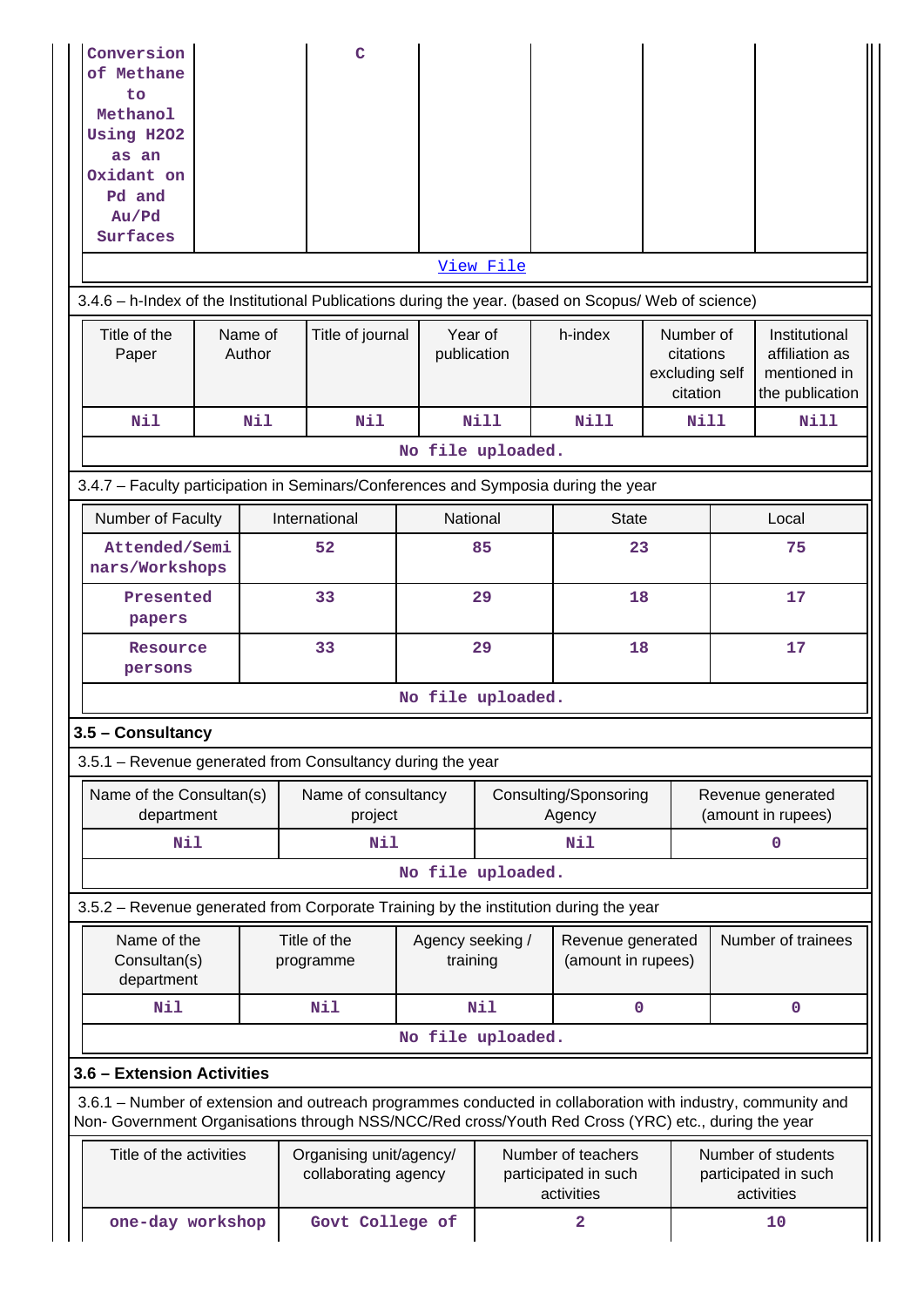| Conversion of Methane to Methanol Using H2O2 as an Oxidant on Pd and Au/Pd Surfaces | | C | | | | |
|---|---|---|---|---|---|---|
| View File | | | | | | |

3.4.6 – h-Index of the Institutional Publications during the year. (based on Scopus/ Web of science)

| Title of the Paper | Name of Author | Title of journal | Year of publication | h-index | Number of citations excluding self citation | Institutional affiliation as mentioned in the publication |
|---|---|---|---|---|---|---|
| Nil | Nil | Nil | Nill | Nill | Nill | Nill |
| No file uploaded. | | | | | | |

3.4.7 – Faculty participation in Seminars/Conferences and Symposia during the year

| Number of Faculty | International | National | State | Local |
|---|---|---|---|---|
| Attended/Seminars/Workshops | 52 | 85 | 23 | 75 |
| Presented papers | 33 | 29 | 18 | 17 |
| Resource persons | 33 | 29 | 18 | 17 |
| No file uploaded. | | | | |

## 3.5 – Consultancy

3.5.1 – Revenue generated from Consultancy during the year

| Name of the Consultan(s) department | Name of consultancy project | Consulting/Sponsoring Agency | Revenue generated (amount in rupees) |
|---|---|---|---|
| Nil | Nil | Nil | 0 |
| No file uploaded. | | | |

3.5.2 – Revenue generated from Corporate Training by the institution during the year

| Name of the Consultan(s) department | Title of the programme | Agency seeking / training | Revenue generated (amount in rupees) | Number of trainees |
|---|---|---|---|---|
| Nil | Nil | Nil | 0 | 0 |
| No file uploaded. | | | | |

## 3.6 – Extension Activities

3.6.1 – Number of extension and outreach programmes conducted in collaboration with industry, community and Non- Government Organisations through NSS/NCC/Red cross/Youth Red Cross (YRC) etc., during the year

| Title of the activities | Organising unit/agency/ collaborating agency | Number of teachers participated in such activities | Number of students participated in such activities |
|---|---|---|---|
| one-day workshop | Govt College of | 2 | 10 |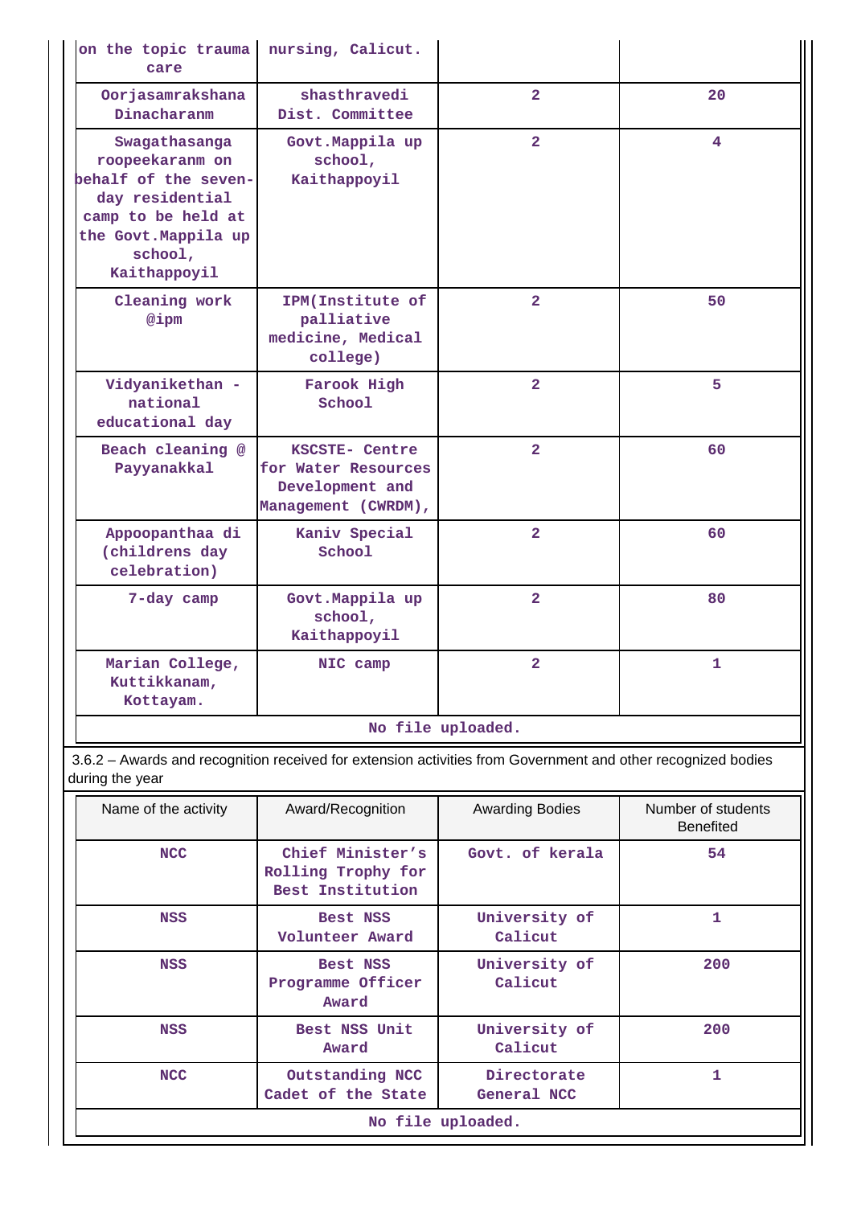| | | | |
|---|---|---|---|
| on the topic trauma care | nursing, Calicut. | | |
| Oorjasamrakshana Dinacharanm | shasthravedi Dist. Committee | 2 | 20 |
| Swagathasanga roopeekaranm on behalf of the seven-day residential camp to be held at the Govt.Mappila up school, Kaithappoyil | Govt.Mappila up school, Kaithappoyil | 2 | 4 |
| Cleaning work @ipm | IPM(Institute of palliative medicine, Medical college) | 2 | 50 |
| Vidyanikethan - national educational day | Farook High School | 2 | 5 |
| Beach cleaning @ Payyanakkal | KSCSTE- Centre for Water Resources Development and Management (CWRDM), | 2 | 60 |
| Appoopanthaa di (childrens day celebration) | Kaniv Special School | 2 | 60 |
| 7-day camp | Govt.Mappila up school, Kaithappoyil | 2 | 80 |
| Marian College, Kuttikkanam, Kottayam. | NIC camp | 2 | 1 |
| No file uploaded. | | | |

3.6.2 – Awards and recognition received for extension activities from Government and other recognized bodies during the year

| Name of the activity | Award/Recognition | Awarding Bodies | Number of students Benefited |
|---|---|---|---|
| NCC | Chief Minister's Rolling Trophy for Best Institution | Govt. of kerala | 54 |
| NSS | Best NSS Volunteer Award | University of Calicut | 1 |
| NSS | Best NSS Programme Officer Award | University of Calicut | 200 |
| NSS | Best NSS Unit Award | University of Calicut | 200 |
| NCC | Outstanding NCC Cadet of the State | Directorate General NCC | 1 |
| No file uploaded. | | | |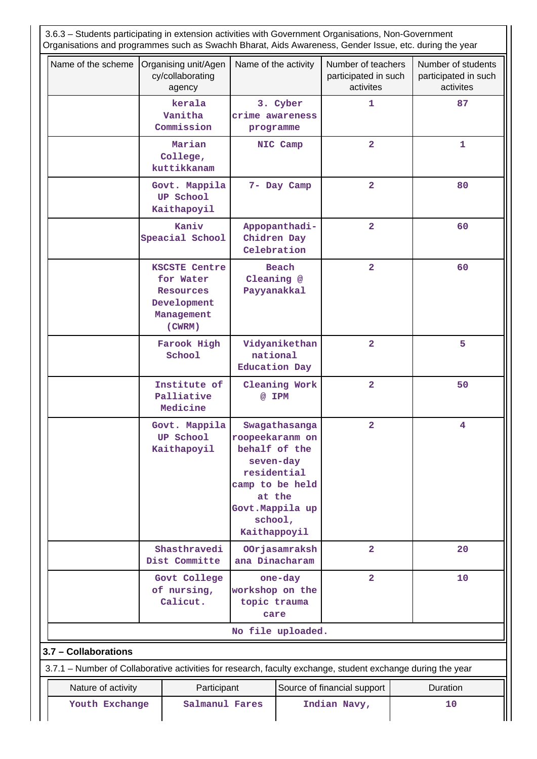3.6.3 – Students participating in extension activities with Government Organisations, Non-Government Organisations and programmes such as Swachh Bharat, Aids Awareness, Gender Issue, etc. during the year

| Name of the scheme | Organising unit/Agency/collaborating agency | Name of the activity | Number of teachers participated in such activites | Number of students participated in such activites |
|---|---|---|---|---|
| | kerala Vanitha Commission | 3. Cyber crime awareness programme | 1 | 87 |
| | Marian College, kuttikkanam | NIC Camp | 2 | 1 |
| | Govt. Mappila UP School Kaithapoyil | 7- Day Camp | 2 | 80 |
| | Kaniv Speacial School | Appopanthadi- Chidren Day Celebration | 2 | 60 |
| | KSCSTE Centre for Water Resources Development Management (CWRM) | Beach Cleaning @ Payyanakkal | 2 | 60 |
| | Farook High School | Vidyanikethan national Education Day | 2 | 5 |
| | Institute of Palliative Medicine | Cleaning Work @ IPM | 2 | 50 |
| | Govt. Mappila UP School Kaithapoyil | Swagathasanga roopeekaranm on behalf of the seven-day residential camp to be held at the Govt.Mappila up school, Kaithappoyil | 2 | 4 |
| | Shasthravedi Dist Committe | OOrjasamraksh ana Dinacharam | 2 | 20 |
| | Govt College of nursing, Calicut. | one-day workshop on the topic trauma care | 2 | 10 |

No file uploaded.

## 3.7 – Collaborations

3.7.1 – Number of Collaborative activities for research, faculty exchange, student exchange during the year

| Nature of activity | Participant | Source of financial support | Duration |
|---|---|---|---|
| Youth Exchange | Salmanul Fares | Indian Navy, | 10 |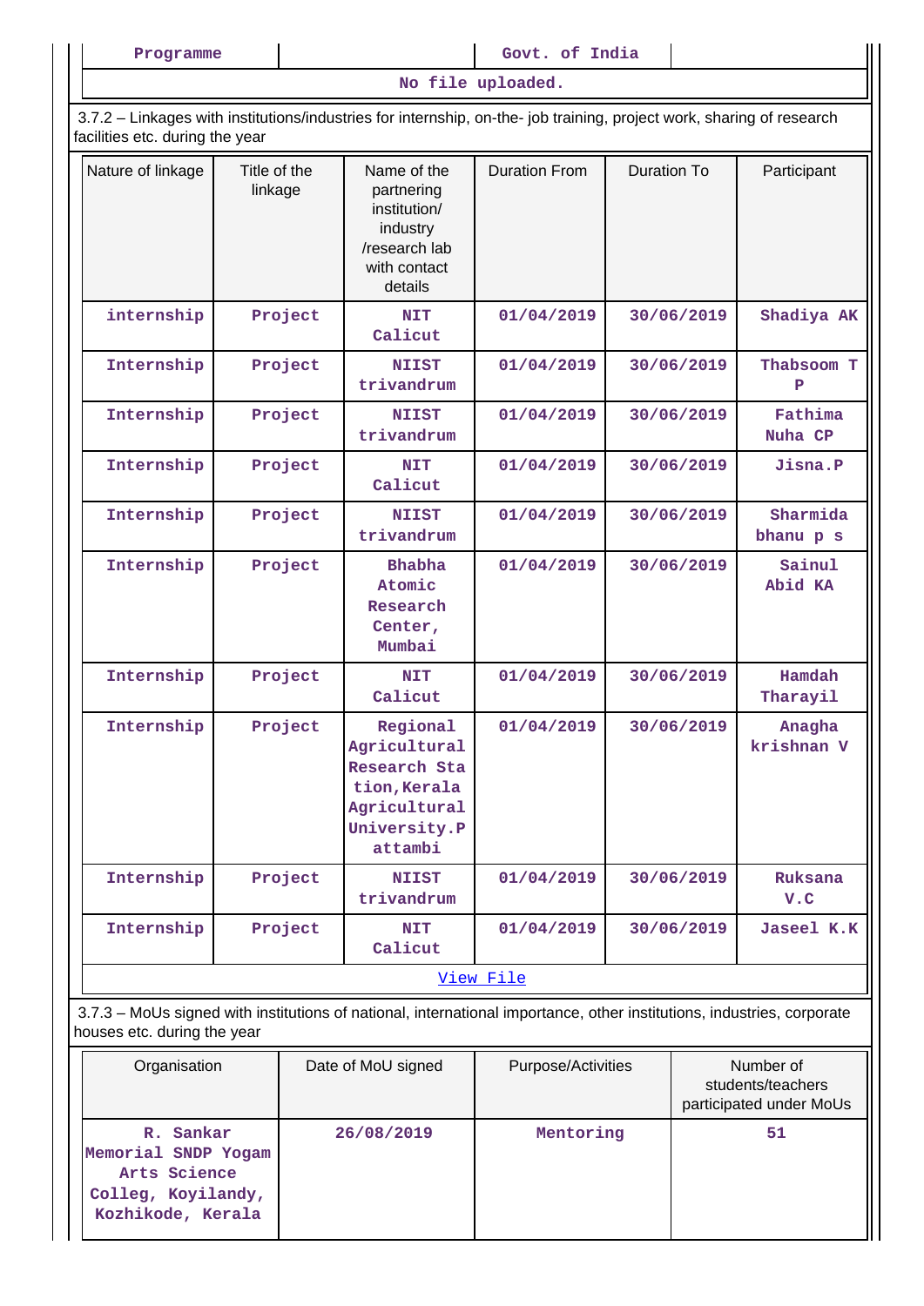| Programme | | Govt. of India | |
|---|---|---|---|

No file uploaded.

3.7.2 – Linkages with institutions/industries for internship, on-the- job training, project work, sharing of research facilities etc. during the year

| Nature of linkage | Title of the linkage | Name of the partnering institution/ industry /research lab with contact details | Duration From | Duration To | Participant |
|---|---|---|---|---|---|
| internship | Project | NIT Calicut | 01/04/2019 | 30/06/2019 | Shadiya AK |
| Internship | Project | NIIST trivandrum | 01/04/2019 | 30/06/2019 | Thabsoom T P |
| Internship | Project | NIIST trivandrum | 01/04/2019 | 30/06/2019 | Fathima Nuha CP |
| Internship | Project | NIT Calicut | 01/04/2019 | 30/06/2019 | Jisna.P |
| Internship | Project | NIIST trivandrum | 01/04/2019 | 30/06/2019 | Sharmida bhanu p s |
| Internship | Project | Bhabha Atomic Research Center, Mumbai | 01/04/2019 | 30/06/2019 | Sainul Abid KA |
| Internship | Project | NIT Calicut | 01/04/2019 | 30/06/2019 | Hamdah Tharayil |
| Internship | Project | Regional Agricultural Research Sta tion,Kerala Agricultural University.P attambi | 01/04/2019 | 30/06/2019 | Anagha krishnan V |
| Internship | Project | NIIST trivandrum | 01/04/2019 | 30/06/2019 | Ruksana V.C |
| Internship | Project | NIT Calicut | 01/04/2019 | 30/06/2019 | Jaseel K.K |

View File

3.7.3 – MoUs signed with institutions of national, international importance, other institutions, industries, corporate houses etc. during the year

| Organisation | Date of MoU signed | Purpose/Activities | Number of students/teachers participated under MoUs |
|---|---|---|---|
| R. Sankar Memorial SNDP Yogam Arts Science Colleg, Koyilandy, Kozhikode, Kerala | 26/08/2019 | Mentoring | 51 |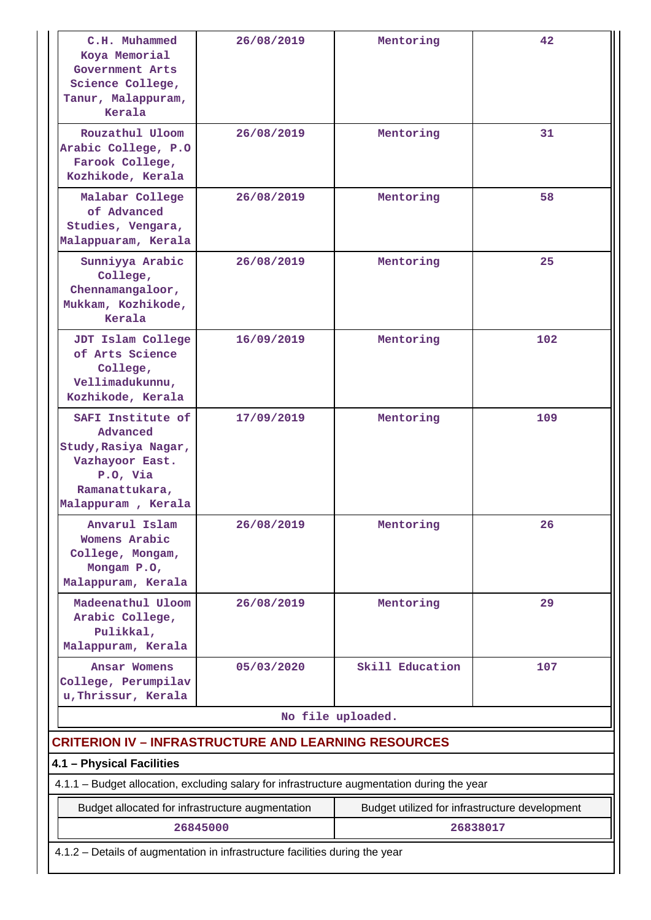| | | | |
|---|---|---|---|
| C.H. Muhammed Koya Memorial Government Arts Science College, Tanur, Malappuram, Kerala | 26/08/2019 | Mentoring | 42 |
| Rouzathul Uloom Arabic College, P.O Farook College, Kozhikode, Kerala | 26/08/2019 | Mentoring | 31 |
| Malabar College of Advanced Studies, Vengara, Malappuaram, Kerala | 26/08/2019 | Mentoring | 58 |
| Sunniyya Arabic College, Chennamangaloor, Mukkam, Kozhikode, Kerala | 26/08/2019 | Mentoring | 25 |
| JDT Islam College of Arts Science College, Vellimadukunnu, Kozhikode, Kerala | 16/09/2019 | Mentoring | 102 |
| SAFI Institute of Advanced Study,Rasiya Nagar, Vazhayoor East. P.O, Via Ramanattukara, Malappuram , Kerala | 17/09/2019 | Mentoring | 109 |
| Anvarul Islam Womens Arabic College, Mongam, Mongam P.O, Malappuram, Kerala | 26/08/2019 | Mentoring | 26 |
| Madeenathul Uloom Arabic College, Pulikkal, Malappuram, Kerala | 26/08/2019 | Mentoring | 29 |
| Ansar Womens College, Perumpilavu,Thrissur, Kerala | 05/03/2020 | Skill Education | 107 |

No file uploaded.

## CRITERION IV – INFRASTRUCTURE AND LEARNING RESOURCES

### 4.1 – Physical Facilities

4.1.1 – Budget allocation, excluding salary for infrastructure augmentation during the year

| Budget allocated for infrastructure augmentation | Budget utilized for infrastructure development |
|---|---|
| 26845000 | 26838017 |

4.1.2 – Details of augmentation in infrastructure facilities during the year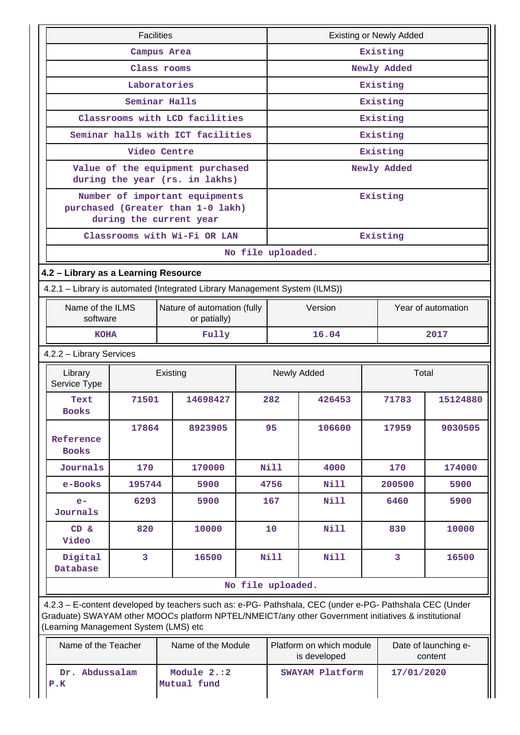| Facilities | Existing or Newly Added |
|---|---|
| Campus Area | Existing |
| Class rooms | Newly Added |
| Laboratories | Existing |
| Seminar Halls | Existing |
| Classrooms with LCD facilities | Existing |
| Seminar halls with ICT facilities | Existing |
| Video Centre | Existing |
| Value of the equipment purchased during the year (rs. in lakhs) | Newly Added |
| Number of important equipments purchased (Greater than 1-0 lakh) during the current year | Existing |
| Classrooms with Wi-Fi OR LAN | Existing |

No file uploaded.

**4.2 – Library as a Learning Resource**

4.2.1 – Library is automated {Integrated Library Management System (ILMS)}

| Name of the ILMS software | Nature of automation (fully or patially) | Version | Year of automation |
|---|---|---|---|
| KOHA | Fully | 16.04 | 2017 |

4.2.2 – Library Services

| Library Service Type | Existing | | Newly Added | | Total | |
|---|---|---|---|---|---|---|
| Text Books | 71501 | 14698427 | 282 | 426453 | 71783 | 15124880 |
| Reference Books | 17864 | 8923905 | 95 | 106600 | 17959 | 9030505 |
| Journals | 170 | 170000 | Nill | 4000 | 170 | 174000 |
| e-Books | 195744 | 5900 | 4756 | Nill | 200500 | 5900 |
| e-Journals | 6293 | 5900 | 167 | Nill | 6460 | 5900 |
| CD & Video | 820 | 10000 | 10 | Nill | 830 | 10000 |
| Digital Database | 3 | 16500 | Nill | Nill | 3 | 16500 |

No file uploaded.

4.2.3 – E-content developed by teachers such as: e-PG- Pathshala, CEC (under e-PG- Pathshala CEC (Under Graduate) SWAYAM other MOOCs platform NPTEL/NMEICT/any other Government initiatives & institutional (Learning Management System (LMS) etc

| Name of the Teacher | Name of the Module | Platform on which module is developed | Date of launching e-content |
|---|---|---|---|
| Dr. Abdussalam P.K | Module 2.:2 Mutual fund | SWAYAM Platform | 17/01/2020 |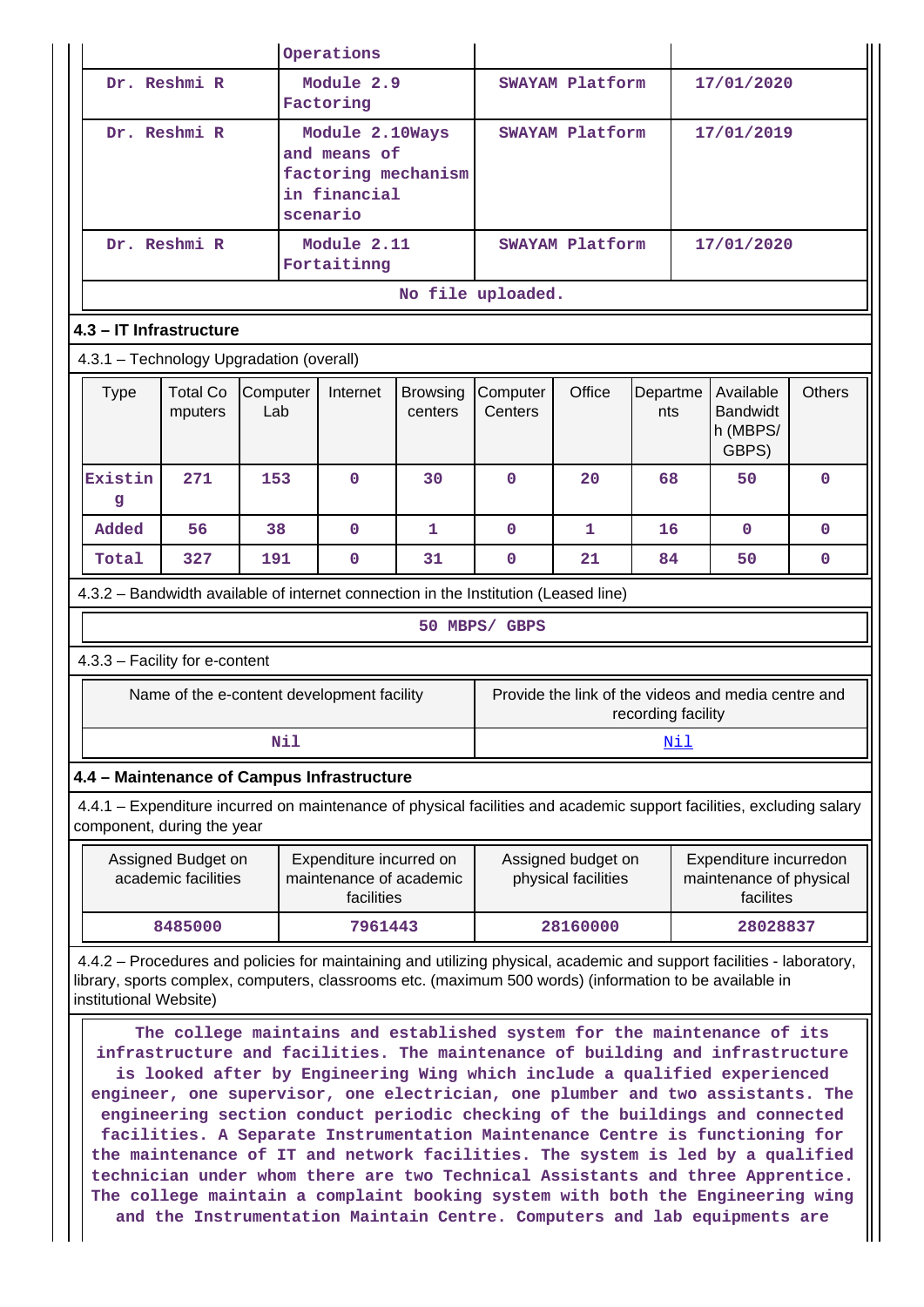| | Operations | | |
|---|---|---|---|
| Dr. Reshmi R | Module 2.9 Factoring | SWAYAM Platform | 17/01/2020 |
| Dr. Reshmi R | Module 2.10Ways and means of factoring mechanism in financial scenario | SWAYAM Platform | 17/01/2019 |
| Dr. Reshmi R | Module 2.11 Fortaitinng | SWAYAM Platform | 17/01/2020 |

No file uploaded.

## 4.3 – IT Infrastructure

4.3.1 – Technology Upgradation (overall)

| Type | Total Computers | Computer Lab | Internet | Browsing centers | Computer Centers | Office | Departments | Available Bandwidth (MBPS/ GBPS) | Others |
|---|---|---|---|---|---|---|---|---|---|
| Existing | 271 | 153 | 0 | 30 | 0 | 20 | 68 | 50 | 0 |
| Added | 56 | 38 | 0 | 1 | 0 | 1 | 16 | 0 | 0 |
| Total | 327 | 191 | 0 | 31 | 0 | 21 | 84 | 50 | 0 |

4.3.2 – Bandwidth available of internet connection in the Institution (Leased line)

50 MBPS/ GBPS

4.3.3 – Facility for e-content

| Name of the e-content development facility | Provide the link of the videos and media centre and recording facility |
|---|---|
| Nil | Nil |

## 4.4 – Maintenance of Campus Infrastructure

4.4.1 – Expenditure incurred on maintenance of physical facilities and academic support facilities, excluding salary component, during the year

| Assigned Budget on academic facilities | Expenditure incurred on maintenance of academic facilities | Assigned budget on physical facilities | Expenditure incurredon maintenance of physical facilites |
|---|---|---|---|
| 8485000 | 7961443 | 28160000 | 28028837 |

4.4.2 – Procedures and policies for maintaining and utilizing physical, academic and support facilities - laboratory, library, sports complex, computers, classrooms etc. (maximum 500 words) (information to be available in institutional Website)

The college maintains and established system for the maintenance of its infrastructure and facilities. The maintenance of building and infrastructure is looked after by Engineering Wing which include a qualified experienced engineer, one supervisor, one electrician, one plumber and two assistants. The engineering section conduct periodic checking of the buildings and connected facilities. A Separate Instrumentation Maintenance Centre is functioning for the maintenance of IT and network facilities. The system is led by a qualified technician under whom there are two Technical Assistants and three Apprentice. The college maintain a complaint booking system with both the Engineering wing and the Instrumentation Maintain Centre. Computers and lab equipments are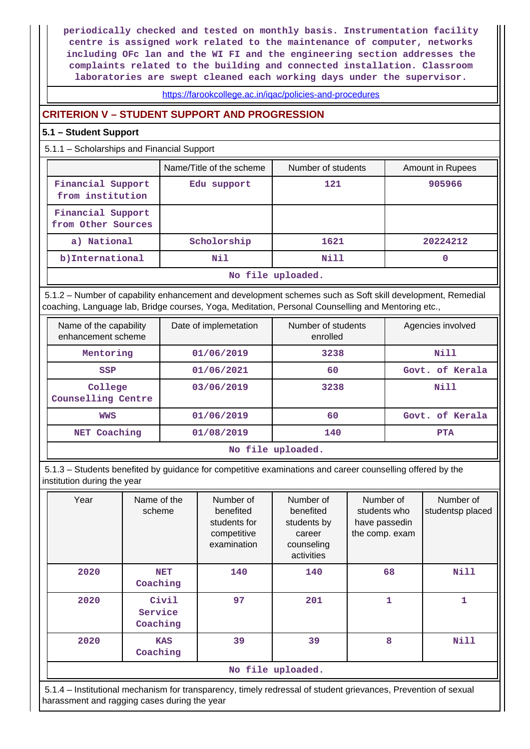periodically checked and tested on monthly basis. Instrumentation facility centre is assigned work related to the maintenance of computer, networks including OFc lan and the WI FI and the engineering section addresses the complaints related to the building and connected installation. Classroom laboratories are swept cleaned each working days under the supervisor.

https://farookcollege.ac.in/iqac/policies-and-procedures

## CRITERION V – STUDENT SUPPORT AND PROGRESSION

### 5.1 – Student Support

5.1.1 – Scholarships and Financial Support

| | Name/Title of the scheme | Number of students | Amount in Rupees |
|---|---|---|---|
| Financial Support from institution | Edu support | 121 | 905966 |
| Financial Support from Other Sources | | | |
| a) National | Scholorship | 1621 | 20224212 |
| b)International | Nil | Nill | 0 |
| No file uploaded. | | | |

5.1.2 – Number of capability enhancement and development schemes such as Soft skill development, Remedial coaching, Language lab, Bridge courses, Yoga, Meditation, Personal Counselling and Mentoring etc.,

| Name of the capability enhancement scheme | Date of implemetation | Number of students enrolled | Agencies involved |
|---|---|---|---|
| Mentoring | 01/06/2019 | 3238 | Nill |
| SSP | 01/06/2021 | 60 | Govt. of Kerala |
| College Counselling Centre | 03/06/2019 | 3238 | Nill |
| WWS | 01/06/2019 | 60 | Govt. of Kerala |
| NET Coaching | 01/08/2019 | 140 | PTA |
| No file uploaded. | | | |

5.1.3 – Students benefited by guidance for competitive examinations and career counselling offered by the institution during the year

| Year | Name of the scheme | Number of benefited students for competitive examination | Number of benefited students by career counseling activities | Number of students who have passedin the comp. exam | Number of studentsp placed |
|---|---|---|---|---|---|
| 2020 | NET Coaching | 140 | 140 | 68 | Nill |
| 2020 | Civil Service Coaching | 97 | 201 | 1 | 1 |
| 2020 | KAS Coaching | 39 | 39 | 8 | Nill |
| No file uploaded. | | | | | |

5.1.4 – Institutional mechanism for transparency, timely redressal of student grievances, Prevention of sexual harassment and ragging cases during the year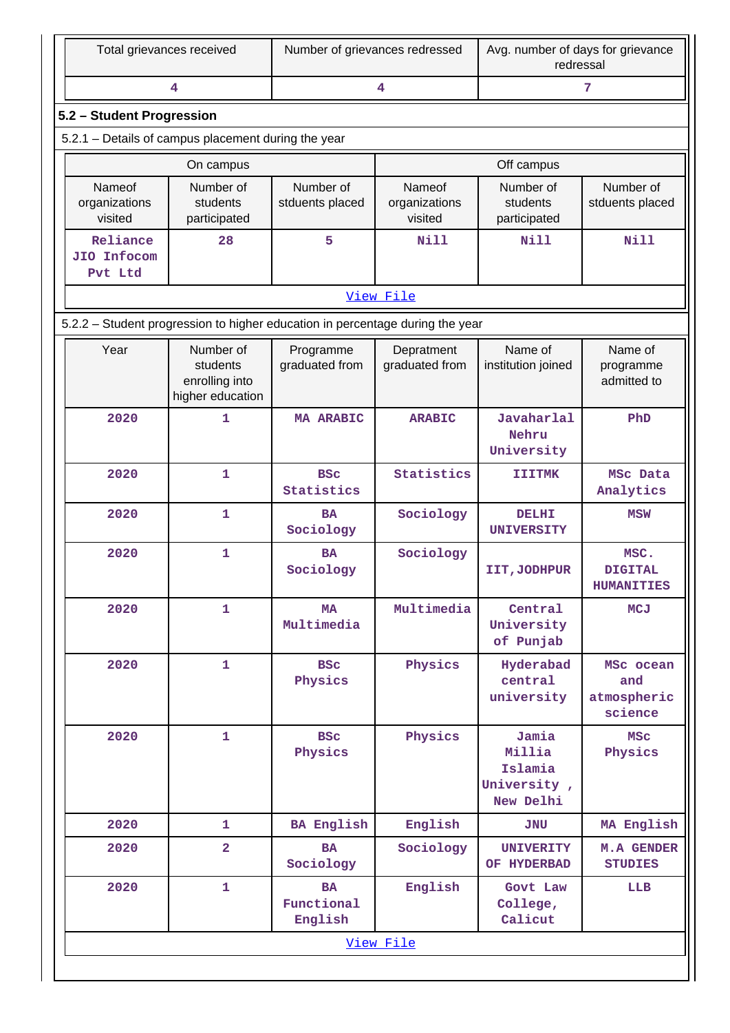| Total grievances received | Number of grievances redressed | Avg. number of days for grievance redressal |
|---|---|---|
| 4 | 4 | 7 |

## 5.2 – Student Progression

5.2.1 – Details of campus placement during the year

| On campus | | | Off campus | | |
|---|---|---|---|---|---|
| Nameof organizations visited | Number of students participated | Number of stduents placed | Nameof organizations visited | Number of students participated | Number of stduents placed |
| Reliance JIO Infocom Pvt Ltd | 28 | 5 | Nill | Nill | Nill |

View File

5.2.2 – Student progression to higher education in percentage during the year

| Year | Number of students enrolling into higher education | Programme graduated from | Depratment graduated from | Name of institution joined | Name of programme admitted to |
|---|---|---|---|---|---|
| 2020 | 1 | MA ARABIC | ARABIC | Javaharlal Nehru University | PhD |
| 2020 | 1 | BSc Statistics | Statistics | IIITMK | MSc Data Analytics |
| 2020 | 1 | BA Sociology | Sociology | DELHI UNIVERSITY | MSW |
| 2020 | 1 | BA Sociology | Sociology | IIT,JODHPUR | MSC. DIGITAL HUMANITIES |
| 2020 | 1 | MA Multimedia | Multimedia | Central University of Punjab | MCJ |
| 2020 | 1 | BSc Physics | Physics | Hyderabad central university | MSc ocean and atmospheric science |
| 2020 | 1 | BSc Physics | Physics | Jamia Millia Islamia University , New Delhi | MSc Physics |
| 2020 | 1 | BA English | English | JNU | MA English |
| 2020 | 2 | BA Sociology | Sociology | UNIVERITY OF HYDERBAD | M.A GENDER STUDIES |
| 2020 | 1 | BA Functional English | English | Govt Law College, Calicut | LLB |

View File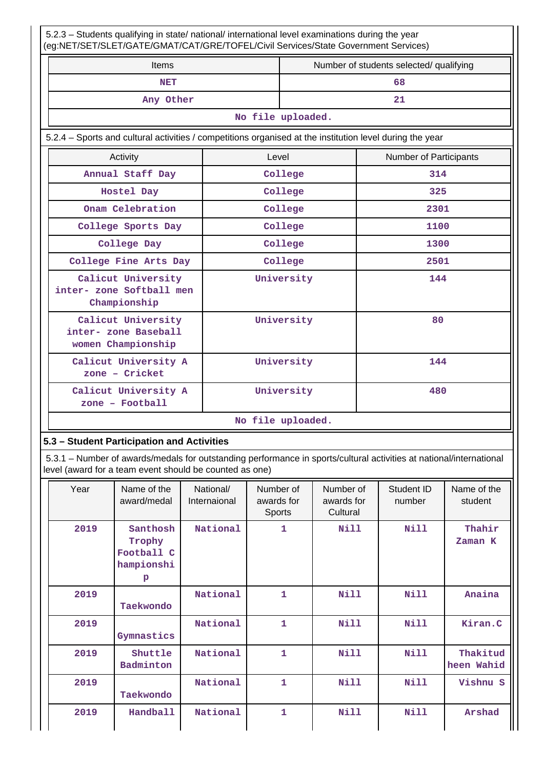5.2.3 – Students qualifying in state/ national/ international level examinations during the year (eg:NET/SET/SLET/GATE/GMAT/CAT/GRE/TOFEL/Civil Services/State Government Services)

| Items | Number of students selected/ qualifying |
|---|---|
| NET | 68 |
| Any Other | 21 |

No file uploaded.

5.2.4 – Sports and cultural activities / competitions organised at the institution level during the year

| Activity | Level | Number of Participants |
|---|---|---|
| Annual Staff Day | College | 314 |
| Hostel Day | College | 325 |
| Onam Celebration | College | 2301 |
| College Sports Day | College | 1100 |
| College Day | College | 1300 |
| College Fine Arts Day | College | 2501 |
| Calicut University inter- zone Softball men Championship | University | 144 |
| Calicut University inter- zone Baseball women Championship | University | 80 |
| Calicut University A zone – Cricket | University | 144 |
| Calicut University A zone – Football | University | 480 |

No file uploaded.

### 5.3 – Student Participation and Activities

5.3.1 – Number of awards/medals for outstanding performance in sports/cultural activities at national/international level (award for a team event should be counted as one)

| Year | Name of the award/medal | National/ Internaional | Number of awards for Sports | Number of awards for Cultural | Student ID number | Name of the student |
|---|---|---|---|---|---|---|
| 2019 | Santhosh Trophy Football Championship | National | 1 | Nill | Nill | Thahir Zaman K |
| 2019 | Taekwondo | National | 1 | Nill | Nill | Anaina |
| 2019 | Gymnastics | National | 1 | Nill | Nill | Kiran.C |
| 2019 | Shuttle Badminton | National | 1 | Nill | Nill | Thakitudheen Wahid |
| 2019 | Taekwondo | National | 1 | Nill | Nill | Vishnu S |
| 2019 | Handball | National | 1 | Nill | Nill | Arshad |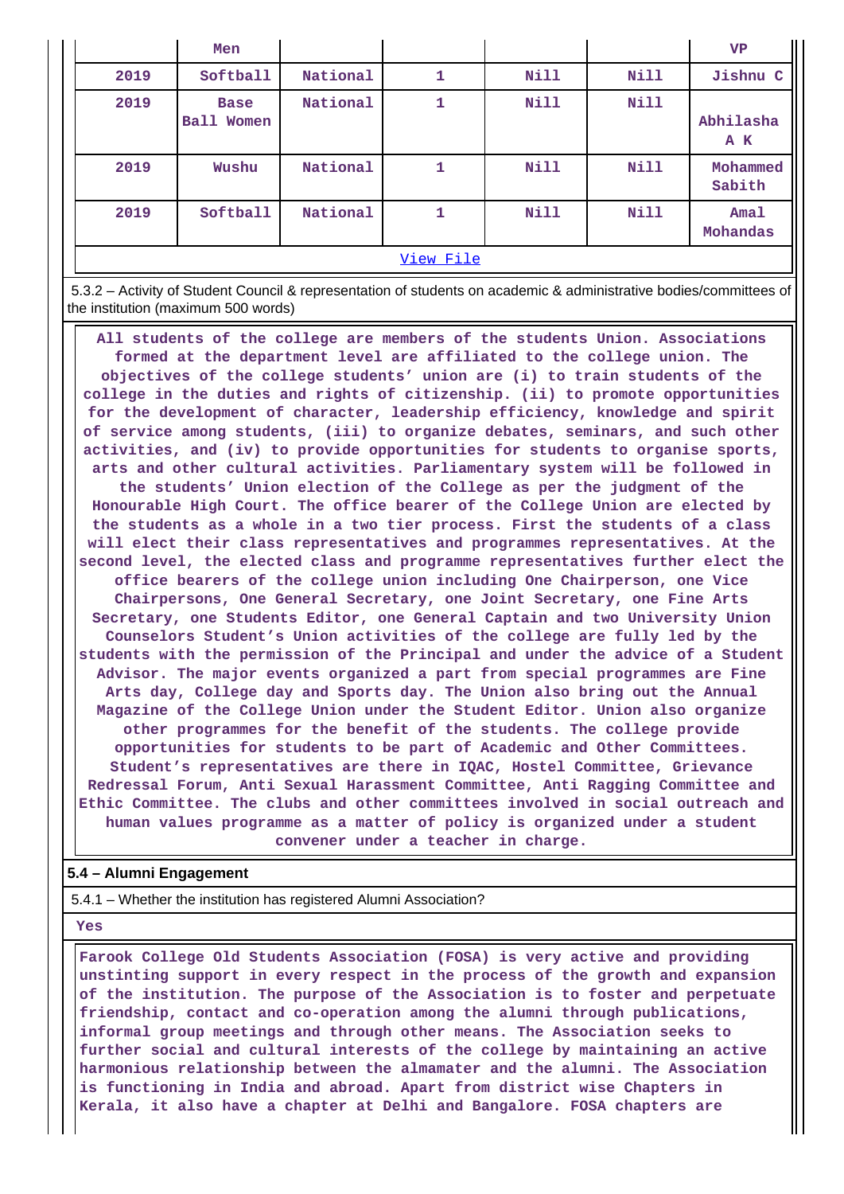|  | Men |  |  |  |  | VP |
|---|---|---|---|---|---|---|
| 2019 | Softball | National | 1 | Nill | Nill | Jishnu C |
| 2019 | Base Ball Women | National | 1 | Nill | Nill | Abhilasha A K |
| 2019 | Wushu | National | 1 | Nill | Nill | Mohammed Sabith |
| 2019 | Softball | National | 1 | Nill | Nill | Amal Mohandas |

View File

5.3.2 – Activity of Student Council & representation of students on academic & administrative bodies/committees of the institution (maximum 500 words)

All students of the college are members of the students Union. Associations formed at the department level are affiliated to the college union. The objectives of the college students' union are (i) to train students of the college in the duties and rights of citizenship. (ii) to promote opportunities for the development of character, leadership efficiency, knowledge and spirit of service among students, (iii) to organize debates, seminars, and such other activities, and (iv) to provide opportunities for students to organise sports, arts and other cultural activities. Parliamentary system will be followed in the students' Union election of the College as per the judgment of the Honourable High Court. The office bearer of the College Union are elected by the students as a whole in a two tier process. First the students of a class will elect their class representatives and programmes representatives. At the second level, the elected class and programme representatives further elect the office bearers of the college union including One Chairperson, one Vice Chairpersons, One General Secretary, one Joint Secretary, one Fine Arts Secretary, one Students Editor, one General Captain and two University Union Counselors Student's Union activities of the college are fully led by the students with the permission of the Principal and under the advice of a Student Advisor. The major events organized a part from special programmes are Fine Arts day, College day and Sports day. The Union also bring out the Annual Magazine of the College Union under the Student Editor. Union also organize other programmes for the benefit of the students. The college provide opportunities for students to be part of Academic and Other Committees. Student's representatives are there in IQAC, Hostel Committee, Grievance Redressal Forum, Anti Sexual Harassment Committee, Anti Ragging Committee and Ethic Committee. The clubs and other committees involved in social outreach and human values programme as a matter of policy is organized under a student convener under a teacher in charge.

**5.4 – Alumni Engagement**

5.4.1 – Whether the institution has registered Alumni Association?

Yes

Farook College Old Students Association (FOSA) is very active and providing unstinting support in every respect in the process of the growth and expansion of the institution. The purpose of the Association is to foster and perpetuate friendship, contact and co-operation among the alumni through publications, informal group meetings and through other means. The Association seeks to further social and cultural interests of the college by maintaining an active harmonious relationship between the almamater and the alumni. The Association is functioning in India and abroad. Apart from district wise Chapters in Kerala, it also have a chapter at Delhi and Bangalore. FOSA chapters are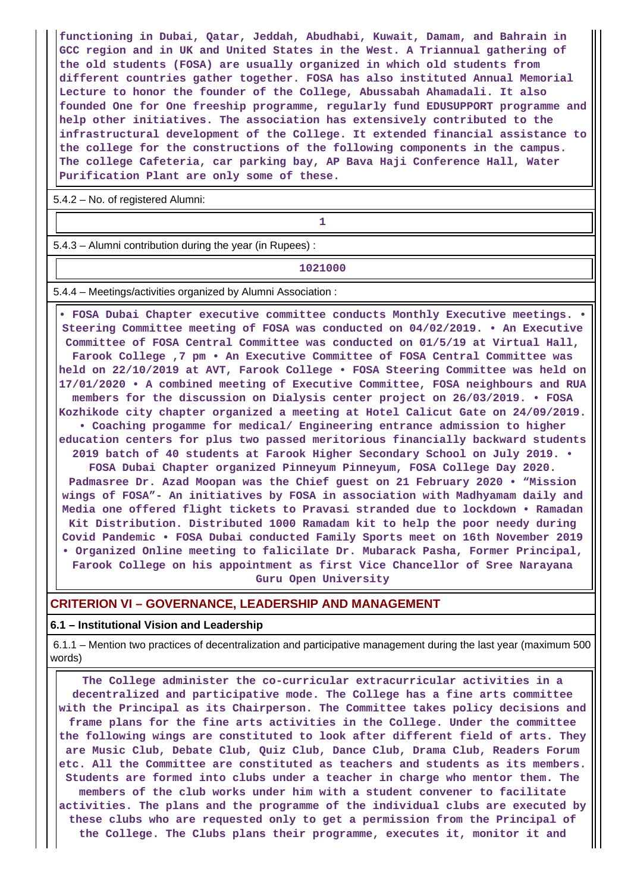functioning in Dubai, Qatar, Jeddah, Abudhabi, Kuwait, Damam, and Bahrain in GCC region and in UK and United States in the West. A Triannual gathering of the old students (FOSA) are usually organized in which old students from different countries gather together. FOSA has also instituted Annual Memorial Lecture to honor the founder of the College, Abussabah Ahamadali. It also founded One for One freeship programme, regularly fund EDUSUPPORT programme and help other initiatives. The association has extensively contributed to the infrastructural development of the College. It extended financial assistance to the college for the constructions of the following components in the campus. The college Cafeteria, car parking bay, AP Bava Haji Conference Hall, Water Purification Plant are only some of these.

5.4.2 – No. of registered Alumni:

| 1 |
|---|

5.4.3 – Alumni contribution during the year (in Rupees) :

| 1021000 |
|---|

5.4.4 – Meetings/activities organized by Alumni Association :

• FOSA Dubai Chapter executive committee conducts Monthly Executive meetings. • Steering Committee meeting of FOSA was conducted on 04/02/2019. • An Executive Committee of FOSA Central Committee was conducted on 01/5/19 at Virtual Hall, Farook College ,7 pm • An Executive Committee of FOSA Central Committee was held on 22/10/2019 at AVT, Farook College • FOSA Steering Committee was held on 17/01/2020 • A combined meeting of Executive Committee, FOSA neighbours and RUA members for the discussion on Dialysis center project on 26/03/2019. • FOSA Kozhikode city chapter organized a meeting at Hotel Calicut Gate on 24/09/2019. • Coaching progamme for medical/ Engineering entrance admission to higher education centers for plus two passed meritorious financially backward students 2019 batch of 40 students at Farook Higher Secondary School on July 2019. • FOSA Dubai Chapter organized Pinneyum Pinneyum, FOSA College Day 2020. Padmasree Dr. Azad Moopan was the Chief guest on 21 February 2020 • “Mission wings of FOSA”- An initiatives by FOSA in association with Madhyamam daily and Media one offered flight tickets to Pravasi stranded due to lockdown • Ramadan Kit Distribution. Distributed 1000 Ramadam kit to help the poor needy during Covid Pandemic • FOSA Dubai conducted Family Sports meet on 16th November 2019 • Organized Online meeting to falicilate Dr. Mubarack Pasha, Former Principal, Farook College on his appointment as first Vice Chancellor of Sree Narayana Guru Open University

## CRITERION VI – GOVERNANCE, LEADERSHIP AND MANAGEMENT

### 6.1 – Institutional Vision and Leadership

6.1.1 – Mention two practices of decentralization and participative management during the last year (maximum 500 words)

The College administer the co-curricular extracurricular activities in a decentralized and participative mode. The College has a fine arts committee with the Principal as its Chairperson. The Committee takes policy decisions and frame plans for the fine arts activities in the College. Under the committee the following wings are constituted to look after different field of arts. They are Music Club, Debate Club, Quiz Club, Dance Club, Drama Club, Readers Forum etc. All the Committee are constituted as teachers and students as its members. Students are formed into clubs under a teacher in charge who mentor them. The members of the club works under him with a student convener to facilitate activities. The plans and the programme of the individual clubs are executed by these clubs who are requested only to get a permission from the Principal of the College. The Clubs plans their programme, executes it, monitor it and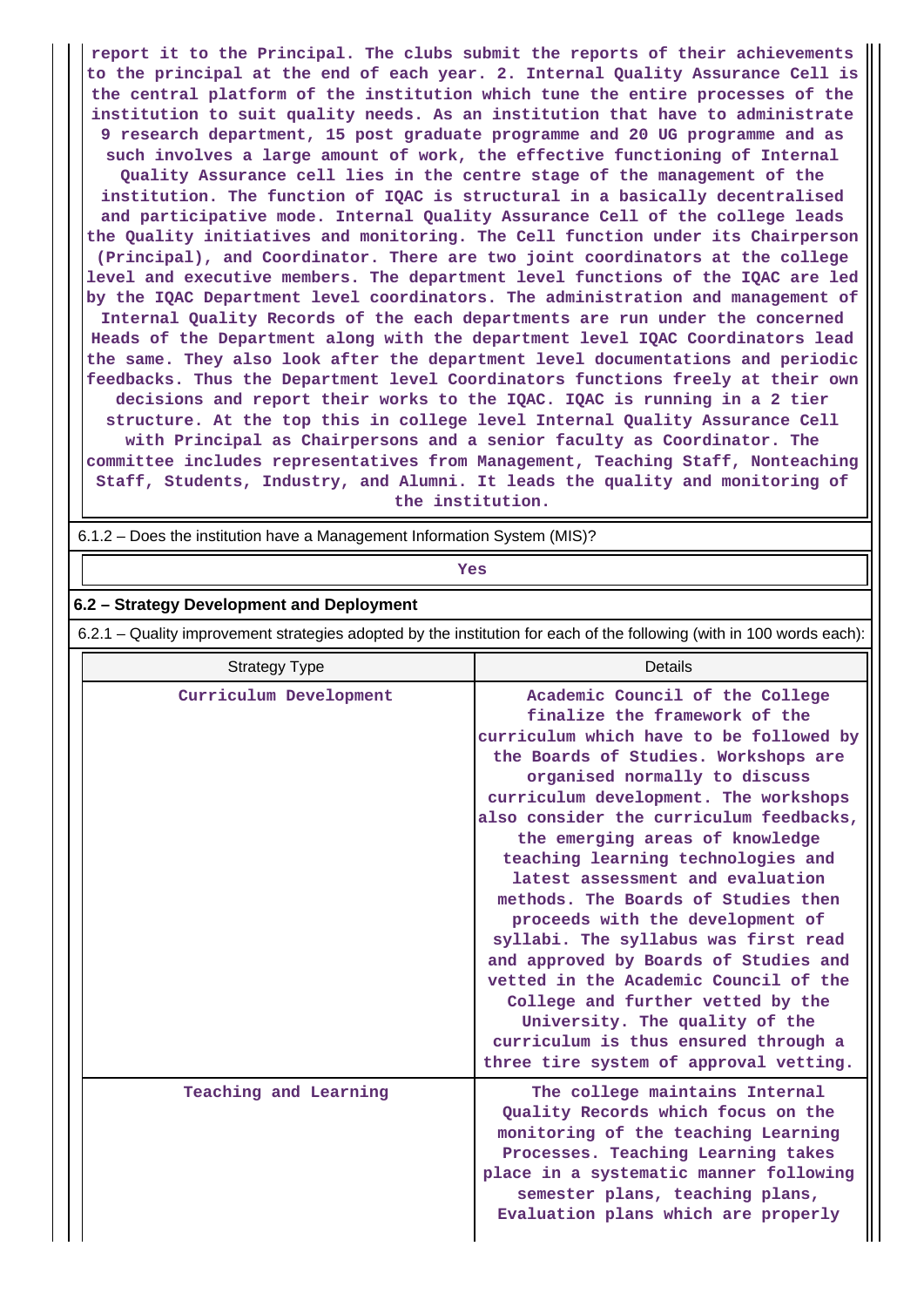report it to the Principal. The clubs submit the reports of their achievements to the principal at the end of each year. 2. Internal Quality Assurance Cell is the central platform of the institution which tune the entire processes of the institution to suit quality needs. As an institution that have to administrate 9 research department, 15 post graduate programme and 20 UG programme and as such involves a large amount of work, the effective functioning of Internal Quality Assurance cell lies in the centre stage of the management of the institution. The function of IQAC is structural in a basically decentralised and participative mode. Internal Quality Assurance Cell of the college leads the Quality initiatives and monitoring. The Cell function under its Chairperson (Principal), and Coordinator. There are two joint coordinators at the college level and executive members. The department level functions of the IQAC are led by the IQAC Department level coordinators. The administration and management of Internal Quality Records of the each departments are run under the concerned Heads of the Department along with the department level IQAC Coordinators lead the same. They also look after the department level documentations and periodic feedbacks. Thus the Department level Coordinators functions freely at their own decisions and report their works to the IQAC. IQAC is running in a 2 tier structure. At the top this in college level Internal Quality Assurance Cell with Principal as Chairpersons and a senior faculty as Coordinator. The committee includes representatives from Management, Teaching Staff, Nonteaching Staff, Students, Industry, and Alumni. It leads the quality and monitoring of the institution.

6.1.2 – Does the institution have a Management Information System (MIS)?

Yes

**6.2 – Strategy Development and Deployment**

6.2.1 – Quality improvement strategies adopted by the institution for each of the following (with in 100 words each):

| Strategy Type | Details |
|---|---|
| Curriculum Development | Academic Council of the College finalize the framework of the curriculum which have to be followed by the Boards of Studies. Workshops are organised normally to discuss curriculum development. The workshops also consider the curriculum feedbacks, the emerging areas of knowledge teaching learning technologies and latest assessment and evaluation methods. The Boards of Studies then proceeds with the development of syllabi. The syllabus was first read and approved by Boards of Studies and vetted in the Academic Council of the College and further vetted by the University. The quality of the curriculum is thus ensured through a three tire system of approval vetting. |
| Teaching and Learning | The college maintains Internal Quality Records which focus on the monitoring of the teaching Learning Processes. Teaching Learning takes place in a systematic manner following semester plans, teaching plans, Evaluation plans which are properly |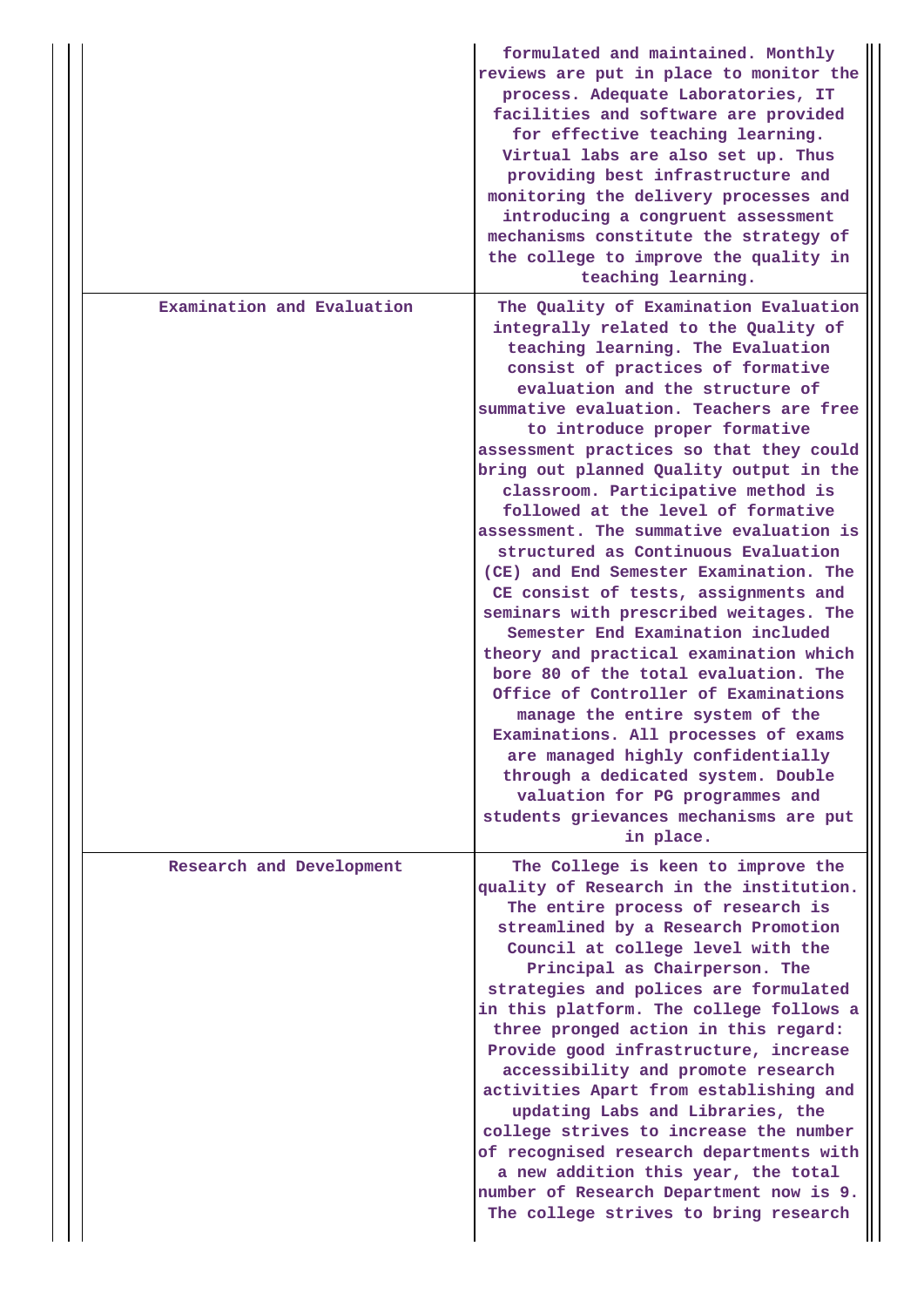| | |
|---|---|
| | formulated and maintained. Monthly reviews are put in place to monitor the process. Adequate Laboratories, IT facilities and software are provided for effective teaching learning. Virtual labs are also set up. Thus providing best infrastructure and monitoring the delivery processes and introducing a congruent assessment mechanisms constitute the strategy of the college to improve the quality in teaching learning. |
| Examination and Evaluation | The Quality of Examination Evaluation integrally related to the Quality of teaching learning. The Evaluation consist of practices of formative evaluation and the structure of summative evaluation. Teachers are free to introduce proper formative assessment practices so that they could bring out planned Quality output in the classroom. Participative method is followed at the level of formative assessment. The summative evaluation is structured as Continuous Evaluation (CE) and End Semester Examination. The CE consist of tests, assignments and seminars with prescribed weitages. The Semester End Examination included theory and practical examination which bore 80 of the total evaluation. The Office of Controller of Examinations manage the entire system of the Examinations. All processes of exams are managed highly confidentially through a dedicated system. Double valuation for PG programmes and students grievances mechanisms are put in place. |
| Research and Development | The College is keen to improve the quality of Research in the institution. The entire process of research is streamlined by a Research Promotion Council at college level with the Principal as Chairperson. The strategies and polices are formulated in this platform. The college follows a three pronged action in this regard: Provide good infrastructure, increase accessibility and promote research activities Apart from establishing and updating Labs and Libraries, the college strives to increase the number of recognised research departments with a new addition this year, the total number of Research Department now is 9. The college strives to bring research |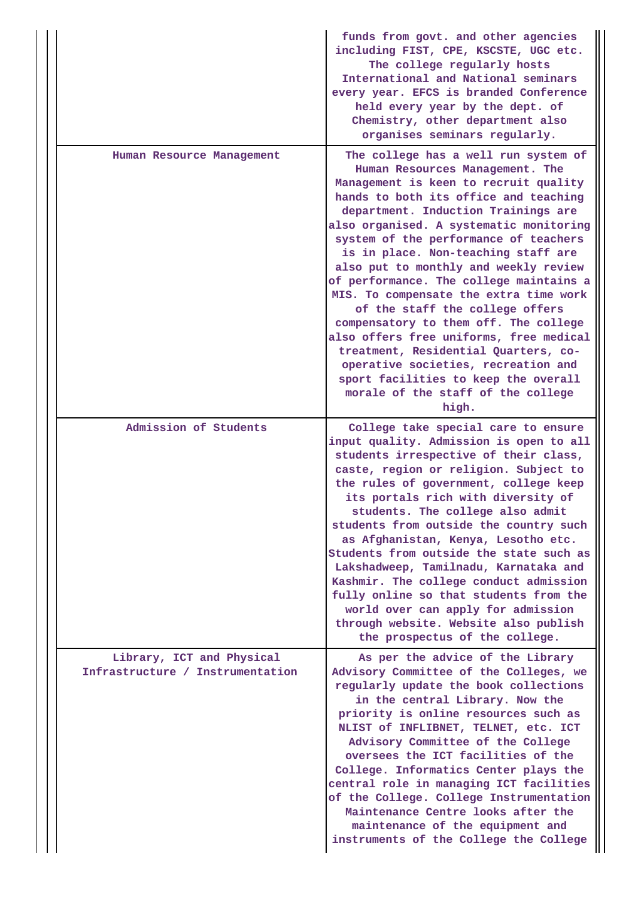| | |
|---|---|
| | funds from govt. and other agencies including FIST, CPE, KSCSTE, UGC etc. The college regularly hosts International and National seminars every year. EFCS is branded Conference held every year by the dept. of Chemistry, other department also organises seminars regularly. |
| Human Resource Management | The college has a well run system of Human Resources Management. The Management is keen to recruit quality hands to both its office and teaching department. Induction Trainings are also organised. A systematic monitoring system of the performance of teachers is in place. Non-teaching staff are also put to monthly and weekly review of performance. The college maintains a MIS. To compensate the extra time work of the staff the college offers compensatory to them off. The college also offers free uniforms, free medical treatment, Residential Quarters, co-operative societies, recreation and sport facilities to keep the overall morale of the staff of the college high. |
| Admission of Students | College take special care to ensure input quality. Admission is open to all students irrespective of their class, caste, region or religion. Subject to the rules of government, college keep its portals rich with diversity of students. The college also admit students from outside the country such as Afghanistan, Kenya, Lesotho etc. Students from outside the state such as Lakshadweep, Tamilnadu, Karnataka and Kashmir. The college conduct admission fully online so that students from the world over can apply for admission through website. Website also publish the prospectus of the college. |
| Library, ICT and Physical Infrastructure / Instrumentation | As per the advice of the Library Advisory Committee of the Colleges, we regularly update the book collections in the central Library. Now the priority is online resources such as NLIST of INFLIBNET, TELNET, etc. ICT Advisory Committee of the College oversees the ICT facilities of the College. Informatics Center plays the central role in managing ICT facilities of the College. College Instrumentation Maintenance Centre looks after the maintenance of the equipment and instruments of the College the College |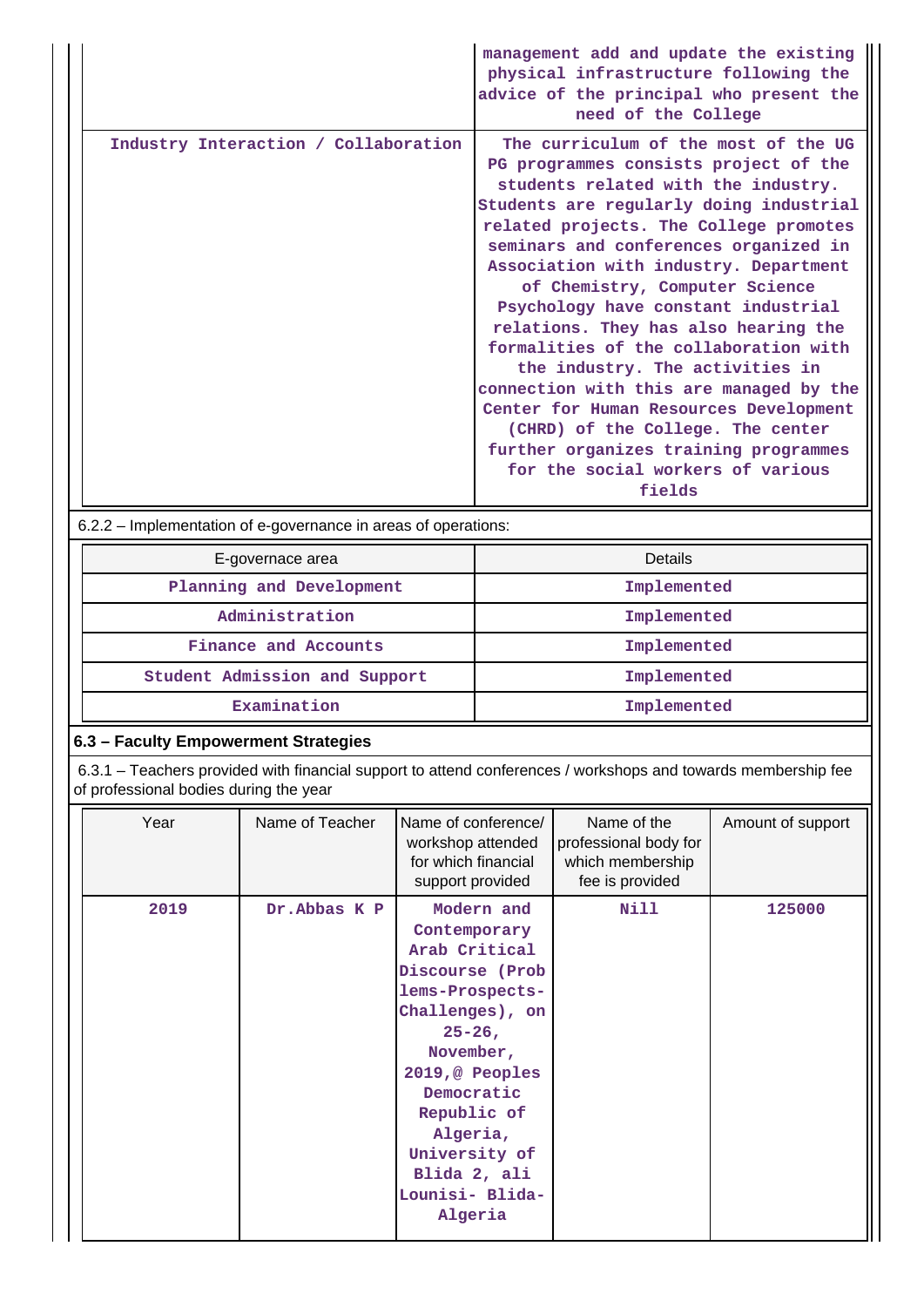| | |
|---|---|
| | management add and update the existing physical infrastructure following the advice of the principal who present the need of the College |
| Industry Interaction / Collaboration | The curriculum of the most of the UG PG programmes consists project of the students related with the industry. Students are regularly doing industrial related projects. The College promotes seminars and conferences organized in Association with industry. Department of Chemistry, Computer Science Psychology have constant industrial relations. They has also hearing the formalities of the collaboration with the industry. The activities in connection with this are managed by the Center for Human Resources Development (CHRD) of the College. The center further organizes training programmes for the social workers of various fields |

6.2.2 – Implementation of e-governance in areas of operations:

| E-governace area | Details |
|---|---|
| Planning and Development | Implemented |
| Administration | Implemented |
| Finance and Accounts | Implemented |
| Student Admission and Support | Implemented |
| Examination | Implemented |

### 6.3 – Faculty Empowerment Strategies

6.3.1 – Teachers provided with financial support to attend conferences / workshops and towards membership fee of professional bodies during the year

| Year | Name of Teacher | Name of conference/ workshop attended for which financial support provided | Name of the professional body for which membership fee is provided | Amount of support |
|---|---|---|---|---|
| 2019 | Dr.Abbas K P | Modern and Contemporary Arab Critical Discourse (Problems-Prospects-Challenges), on 25-26, November, 2019,@ Peoples Democratic Republic of Algeria, University of Blida 2, ali Lounisi- Blida-Algeria | Nill | 125000 |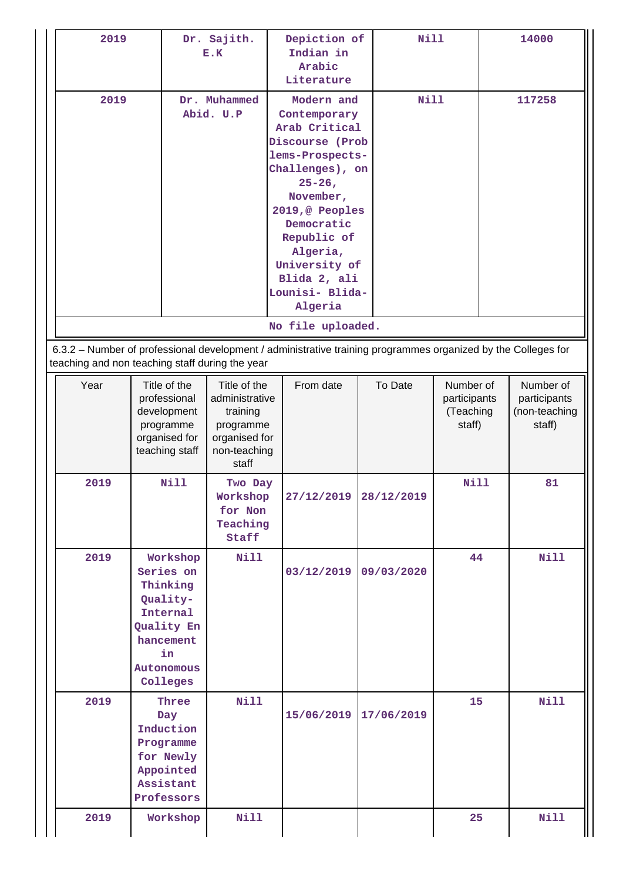| 2019 | Dr. Sajith. E.K | Depiction of Indian in Arabic Literature | Nill | 14000 |
|---|---|---|---|---|
| 2019 | Dr. Muhammed Abid. U.P | Modern and Contemporary Arab Critical Discourse (Problems-Prospects-Challenges), on 25-26, November, 2019,@ Peoples Democratic Republic of Algeria, University of Blida 2, ali Lounisi- Blida-Algeria | Nill | 117258 |

No file uploaded.

6.3.2 – Number of professional development / administrative training programmes organized by the Colleges for teaching and non teaching staff during the year

| Year | Title of the professional development programme organised for teaching staff | Title of the administrative training programme organised for non-teaching staff | From date | To Date | Number of participants (Teaching staff) | Number of participants (non-teaching staff) |
|---|---|---|---|---|---|---|
| 2019 | Nill | Two Day Workshop for Non Teaching Staff | 27/12/2019 | 28/12/2019 | Nill | 81 |
| 2019 | Workshop Series on Thinking Quality-Internal Quality Enhancement in Autonomous Colleges | Nill | 03/12/2019 | 09/03/2020 | 44 | Nill |
| 2019 | Three Day Induction Programme for Newly Appointed Assistant Professors | Nill | 15/06/2019 | 17/06/2019 | 15 | Nill |
| 2019 | Workshop | Nill | | | 25 | Nill |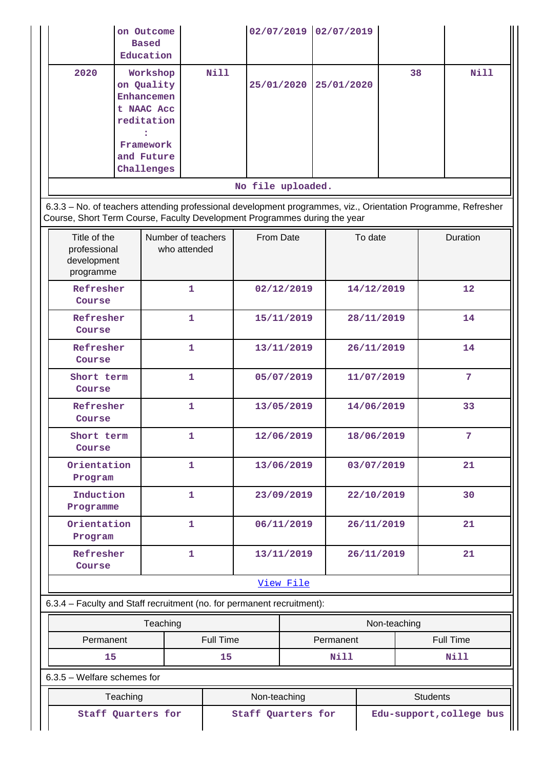|  | on Outcome Based Education |  | 02/07/2019 | 02/07/2019 |  |  |
|---|---|---|---|---|---|---|
| 2020 | Workshop on Quality Enhancement NAAC Accreditation : Framework and Future Challenges | Nill | 25/01/2020 | 25/01/2020 | 38 | Nill |

No file uploaded.

6.3.3 – No. of teachers attending professional development programmes, viz., Orientation Programme, Refresher Course, Short Term Course, Faculty Development Programmes during the year

| Title of the professional development programme | Number of teachers who attended | From Date | To date | Duration |
|---|---|---|---|---|
| Refresher Course | 1 | 02/12/2019 | 14/12/2019 | 12 |
| Refresher Course | 1 | 15/11/2019 | 28/11/2019 | 14 |
| Refresher Course | 1 | 13/11/2019 | 26/11/2019 | 14 |
| Short term Course | 1 | 05/07/2019 | 11/07/2019 | 7 |
| Refresher Course | 1 | 13/05/2019 | 14/06/2019 | 33 |
| Short term Course | 1 | 12/06/2019 | 18/06/2019 | 7 |
| Orientation Program | 1 | 13/06/2019 | 03/07/2019 | 21 |
| Induction Programme | 1 | 23/09/2019 | 22/10/2019 | 30 |
| Orientation Program | 1 | 06/11/2019 | 26/11/2019 | 21 |
| Refresher Course | 1 | 13/11/2019 | 26/11/2019 | 21 |

View File

6.3.4 – Faculty and Staff recruitment (no. for permanent recruitment):

| Teaching |  | Non-teaching |  |
|---|---|---|---|
| Permanent | Full Time | Permanent | Full Time |
| 15 | 15 | Nill | Nill |

6.3.5 – Welfare schemes for

| Teaching | Non-teaching | Students |
|---|---|---|
| Staff Quarters for | Staff Quarters for | Edu-support,college bus |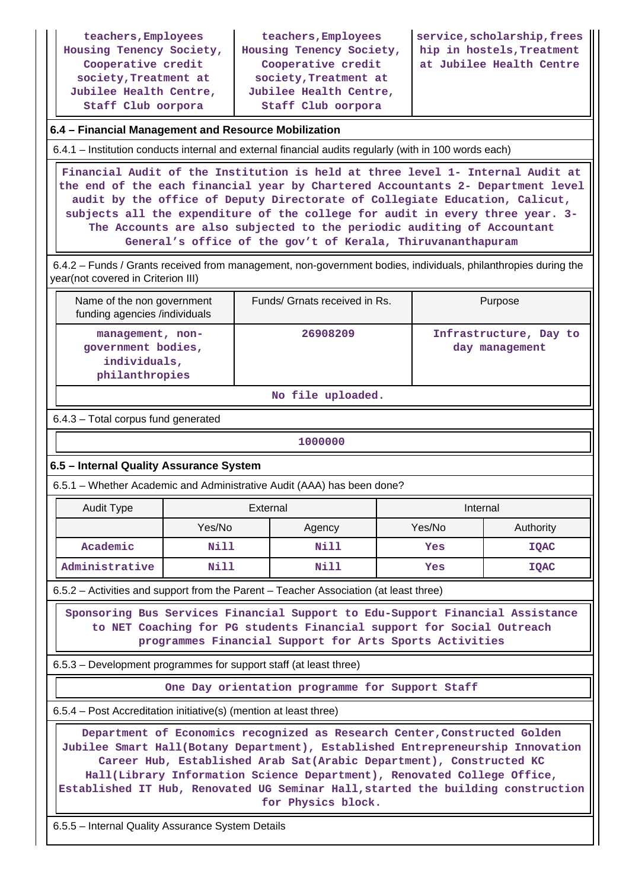| teachers,Employees Housing Tenency Society, Cooperative credit society,Treatment at Jubilee Health Centre, Staff Club oorpora | teachers,Employees Housing Tenency Society, Cooperative credit society,Treatment at Jubilee Health Centre, Staff Club oorpora | service,scholarship,freeship in hostels,Treatment at Jubilee Health Centre |
|---|---|---|

### 6.4 – Financial Management and Resource Mobilization

6.4.1 – Institution conducts internal and external financial audits regularly (with in 100 words each)

Financial Audit of the Institution is held at three level 1- Internal Audit at the end of the each financial year by Chartered Accountants 2- Department level audit by the office of Deputy Directorate of Collegiate Education, Calicut, subjects all the expenditure of the college for audit in every three year. 3- The Accounts are also subjected to the periodic auditing of Accountant General's office of the gov't of Kerala, Thiruvananthapuram

6.4.2 – Funds / Grants received from management, non-government bodies, individuals, philanthropies during the year(not covered in Criterion III)

| Name of the non government funding agencies /individuals | Funds/ Grnats received in Rs. | Purpose |
|---|---|---|
| management, non-government bodies, individuals, philanthropies | 26908209 | Infrastructure, Day to day management |

No file uploaded.

6.4.3 – Total corpus fund generated

1000000

### 6.5 – Internal Quality Assurance System

6.5.1 – Whether Academic and Administrative Audit (AAA) has been done?

| Audit Type | External | | Internal | |
|---|---|---|---|---|
| | Yes/No | Agency | Yes/No | Authority |
| Academic | Nill | Nill | Yes | IQAC |
| Administrative | Nill | Nill | Yes | IQAC |

6.5.2 – Activities and support from the Parent – Teacher Association (at least three)

Sponsoring Bus Services Financial Support to Edu-Support Financial Assistance to NET Coaching for PG students Financial support for Social Outreach programmes Financial Support for Arts Sports Activities

6.5.3 – Development programmes for support staff (at least three)

One Day orientation programme for Support Staff

6.5.4 – Post Accreditation initiative(s) (mention at least three)

Department of Economics recognized as Research Center,Constructed Golden Jubilee Smart Hall(Botany Department), Established Entrepreneurship Innovation Career Hub, Established Arab Sat(Arabic Department), Constructed KC Hall(Library Information Science Department), Renovated College Office, Established IT Hub, Renovated UG Seminar Hall,started the building construction for Physics block.

6.5.5 – Internal Quality Assurance System Details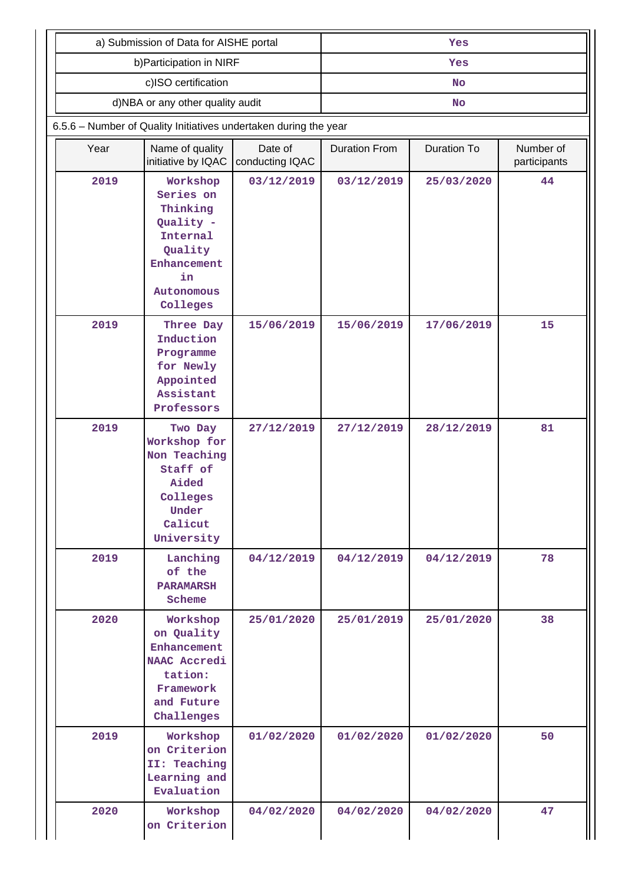| a) Submission of Data for AISHE portal | Yes |
|---|---|
| b)Participation in NIRF | Yes |
| c)ISO certification | No |
| d)NBA or any other quality audit | No |

6.5.6 – Number of Quality Initiatives undertaken during the year

| Year | Name of quality initiative by IQAC | Date of conducting IQAC | Duration From | Duration To | Number of participants |
|---|---|---|---|---|---|
| 2019 | Workshop Series on Thinking Quality - Internal Quality Enhancement in Autonomous Colleges | 03/12/2019 | 03/12/2019 | 25/03/2020 | 44 |
| 2019 | Three Day Induction Programme for Newly Appointed Assistant Professors | 15/06/2019 | 15/06/2019 | 17/06/2019 | 15 |
| 2019 | Two Day Workshop for Non Teaching Staff of Aided Colleges Under Calicut University | 27/12/2019 | 27/12/2019 | 28/12/2019 | 81 |
| 2019 | Lanching of the PARAMARSH Scheme | 04/12/2019 | 04/12/2019 | 04/12/2019 | 78 |
| 2020 | Workshop on Quality Enhancement NAAC Accreditation: Framework and Future Challenges | 25/01/2020 | 25/01/2019 | 25/01/2020 | 38 |
| 2019 | Workshop on Criterion II: Teaching Learning and Evaluation | 01/02/2020 | 01/02/2020 | 01/02/2020 | 50 |
| 2020 | Workshop on Criterion | 04/02/2020 | 04/02/2020 | 04/02/2020 | 47 |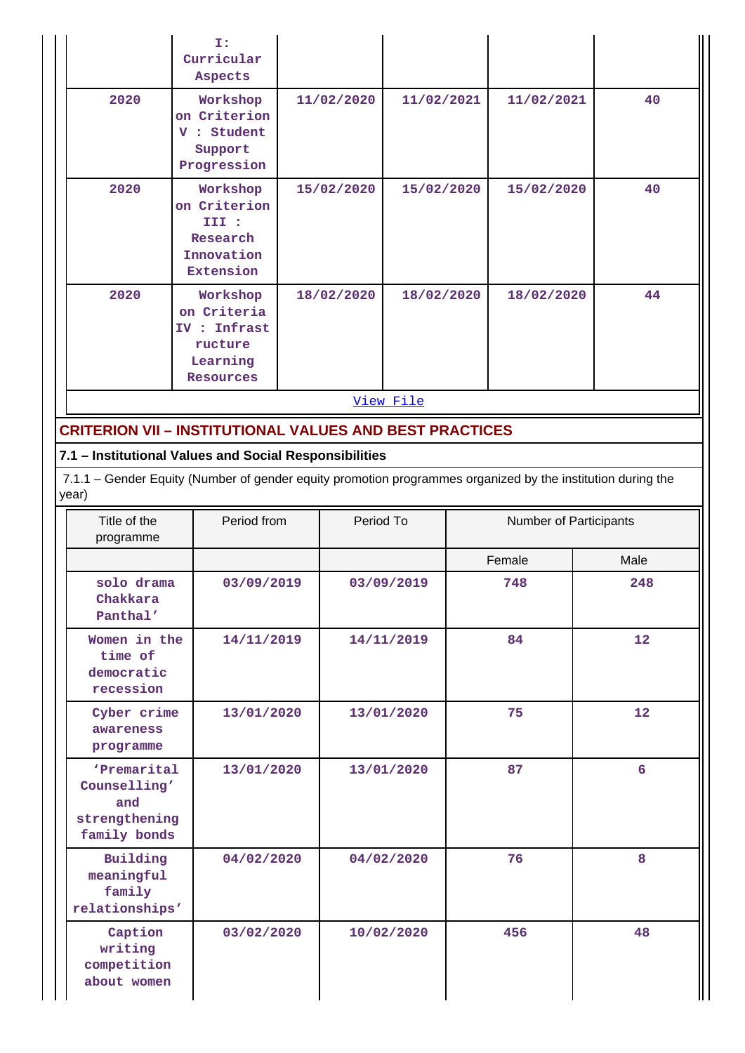| | | | | | |
|---|---|---|---|---|---|
| | I: Curricular Aspects | | | | |
| 2020 | Workshop on Criterion V : Student Support Progression | 11/02/2020 | 11/02/2021 | 11/02/2021 | 40 |
| 2020 | Workshop on Criterion III : Research Innovation Extension | 15/02/2020 | 15/02/2020 | 15/02/2020 | 40 |
| 2020 | Workshop on Criteria IV : Infrastructure Learning Resources | 18/02/2020 | 18/02/2020 | 18/02/2020 | 44 |

View File

## CRITERION VII – INSTITUTIONAL VALUES AND BEST PRACTICES

### 7.1 – Institutional Values and Social Responsibilities

7.1.1 – Gender Equity (Number of gender equity promotion programmes organized by the institution during the year)

| Title of the programme | Period from | Period To | Number of Participants | |
|---|---|---|---|---|
| | | | Female | Male |
| solo drama Chakkara Panthal' | 03/09/2019 | 03/09/2019 | 748 | 248 |
| Women in the time of democratic recession | 14/11/2019 | 14/11/2019 | 84 | 12 |
| Cyber crime awareness programme | 13/01/2020 | 13/01/2020 | 75 | 12 |
| 'Premarital Counselling' and strengthening family bonds | 13/01/2020 | 13/01/2020 | 87 | 6 |
| Building meaningful family relationships' | 04/02/2020 | 04/02/2020 | 76 | 8 |
| Caption writing competition about women | 03/02/2020 | 10/02/2020 | 456 | 48 |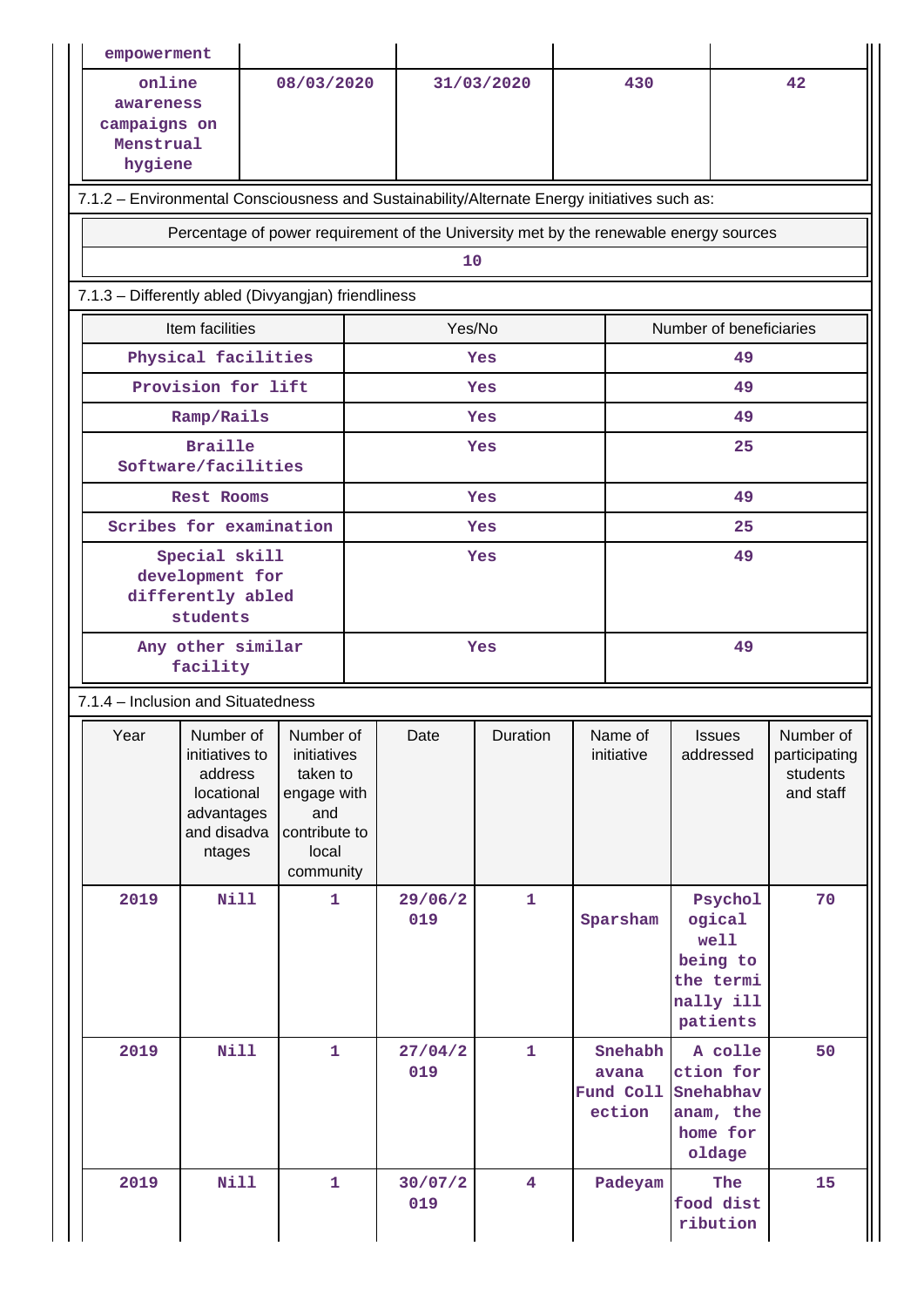| empowerment | | | | |
|---|---|---|---|---|
| online awareness campaigns on Menstrual hygiene | 08/03/2020 | 31/03/2020 | 430 | 42 |

7.1.2 – Environmental Consciousness and Sustainability/Alternate Energy initiatives such as:

| Percentage of power requirement of the University met by the renewable energy sources |
|---|
| 10 |

7.1.3 – Differently abled (Divyangjan) friendliness

| Item facilities | Yes/No | Number of beneficiaries |
|---|---|---|
| Physical facilities | Yes | 49 |
| Provision for lift | Yes | 49 |
| Ramp/Rails | Yes | 49 |
| Braille Software/facilities | Yes | 25 |
| Rest Rooms | Yes | 49 |
| Scribes for examination | Yes | 25 |
| Special skill development for differently abled students | Yes | 49 |
| Any other similar facility | Yes | 49 |

7.1.4 – Inclusion and Situatedness

| Year | Number of initiatives to address locational advantages and disadvantages | Number of initiatives taken to engage with and contribute to local community | Date | Duration | Name of initiative | Issues addressed | Number of participating students and staff |
|---|---|---|---|---|---|---|---|
| 2019 | Nill | 1 | 29/06/2019 | 1 | Sparsham | Psychological well being to the terminally ill patients | 70 |
| 2019 | Nill | 1 | 27/04/2019 | 1 | Snehabhavana Fund Collection | A collection for Snehabhavanam, the home for oldage | 50 |
| 2019 | Nill | 1 | 30/07/2019 | 4 | Padeyam | The food distribution | 15 |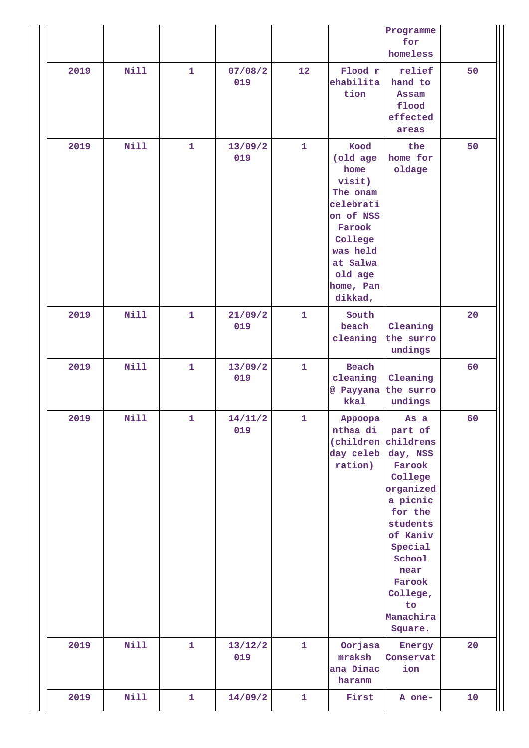| | | | | | | | |
|---|---|---|---|---|---|---|---|
| | | | | | | Programme for homeless | |
| 2019 | Nill | 1 | 07/08/2019 | 12 | Flood rehabilitation | relief hand to Assam flood effected areas | 50 |
| 2019 | Nill | 1 | 13/09/2019 | 1 | Kood (old age home visit) The onam celebration of NSS Farook College was held at Salwa old age home, Pandikkad, | the home for oldage | 50 |
| 2019 | Nill | 1 | 21/09/2019 | 1 | South beach cleaning | Cleaning the surroundings | 20 |
| 2019 | Nill | 1 | 13/09/2019 | 1 | Beach cleaning @ Payyanakkal | Cleaning the surroundings | 60 |
| 2019 | Nill | 1 | 14/11/2019 | 1 | Appoopanthaa di (children day celebration) | As a part of childrens day, NSS Farook College organized a picnic for the students of Kaniv Special School near Farook College, to Manachira Square. | 60 |
| 2019 | Nill | 1 | 13/12/2019 | 1 | Oorjasamrakshana Dinacharanm | Energy Conservation | 20 |
| 2019 | Nill | 1 | 14/09/2 | 1 | First | A one- | 10 |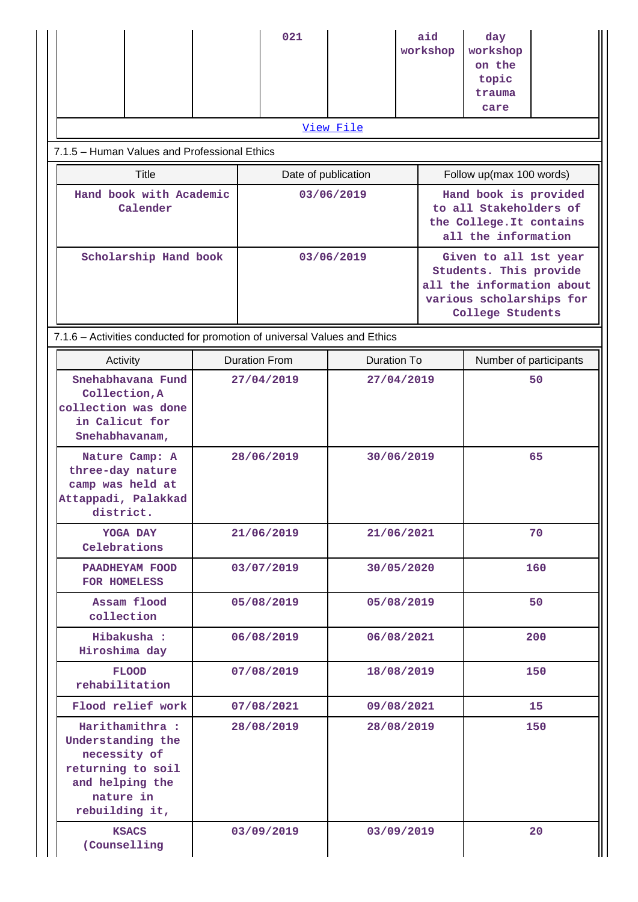|  |  |  | 021 |  | aid workshop | day workshop on the topic trauma care |  |
|---|---|---|---|---|---|---|---|

View File

7.1.5 – Human Values and Professional Ethics

| Title | Date of publication | Follow up(max 100 words) |
|---|---|---|
| Hand book with Academic Calender | 03/06/2019 | Hand book is provided to all Stakeholders of the College.It contains all the information |
| Scholarship Hand book | 03/06/2019 | Given to all 1st year Students. This provide all the information about various scholarships for College Students |

7.1.6 – Activities conducted for promotion of universal Values and Ethics

| Activity | Duration From | Duration To | Number of participants |
|---|---|---|---|
| Snehabhavana Fund Collection,A collection was done in Calicut for Snehabhavanam, | 27/04/2019 | 27/04/2019 | 50 |
| Nature Camp: A three-day nature camp was held at Attappadi, Palakkad district. | 28/06/2019 | 30/06/2019 | 65 |
| YOGA DAY Celebrations | 21/06/2019 | 21/06/2021 | 70 |
| PAADHEYAM FOOD FOR HOMELESS | 03/07/2019 | 30/05/2020 | 160 |
| Assam flood collection | 05/08/2019 | 05/08/2019 | 50 |
| Hibakusha : Hiroshima day | 06/08/2019 | 06/08/2021 | 200 |
| FLOOD rehabilitation | 07/08/2019 | 18/08/2019 | 150 |
| Flood relief work | 07/08/2021 | 09/08/2021 | 15 |
| Harithamithra : Understanding the necessity of returning to soil and helping the nature in rebuilding it, | 28/08/2019 | 28/08/2019 | 150 |
| KSACS (Counselling | 03/09/2019 | 03/09/2019 | 20 |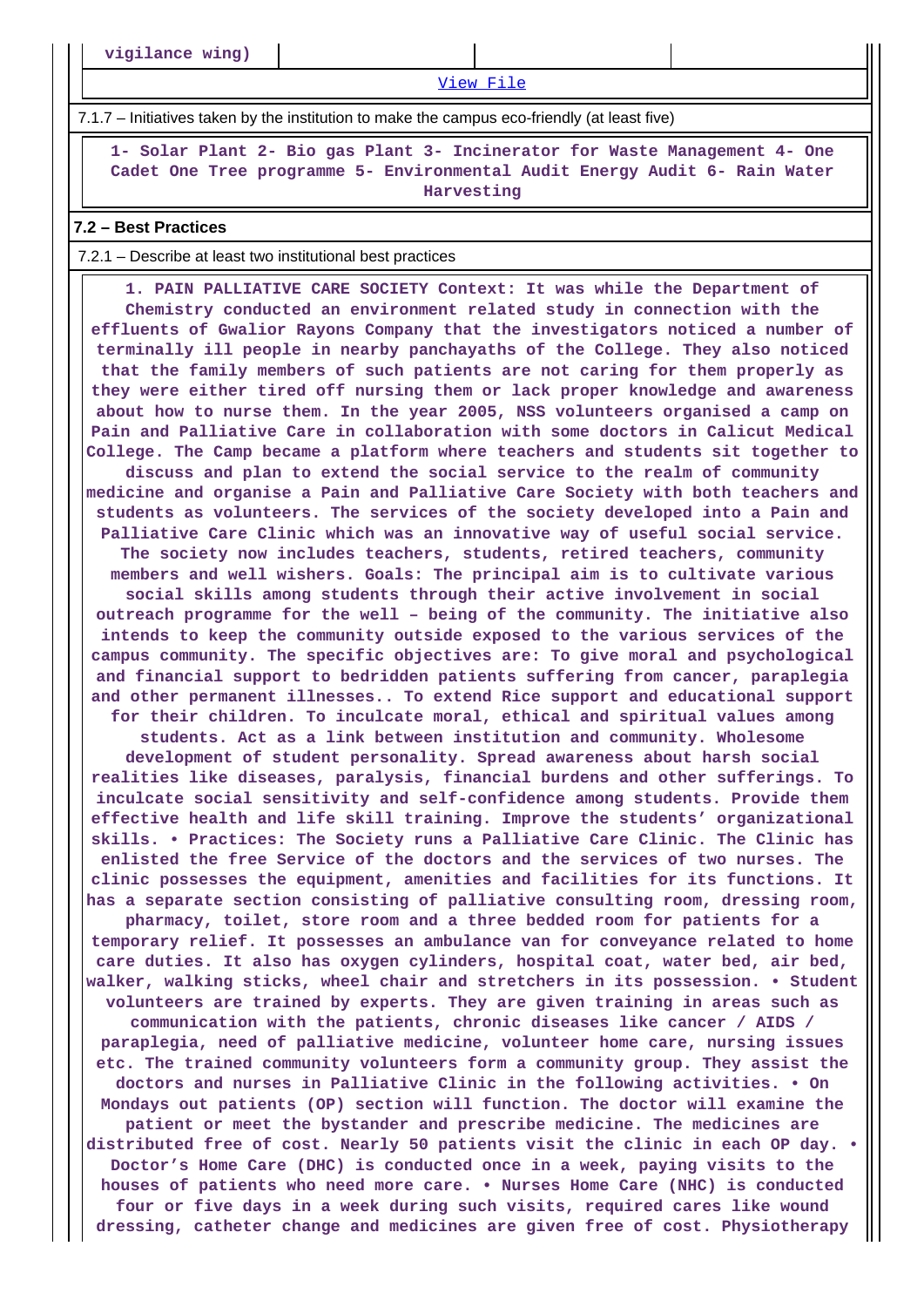| vigilance wing) | | | |
|---|---|---|---|

View File

7.1.7 – Initiatives taken by the institution to make the campus eco-friendly (at least five)

1- Solar Plant 2- Bio gas Plant 3- Incinerator for Waste Management 4- One Cadet One Tree programme 5- Environmental Audit Energy Audit 6- Rain Water Harvesting

**7.2 – Best Practices**

7.2.1 – Describe at least two institutional best practices

1. PAIN PALLIATIVE CARE SOCIETY Context: It was while the Department of Chemistry conducted an environment related study in connection with the effluents of Gwalior Rayons Company that the investigators noticed a number of terminally ill people in nearby panchayaths of the College. They also noticed that the family members of such patients are not caring for them properly as they were either tired off nursing them or lack proper knowledge and awareness about how to nurse them. In the year 2005, NSS volunteers organised a camp on Pain and Palliative Care in collaboration with some doctors in Calicut Medical College. The Camp became a platform where teachers and students sit together to discuss and plan to extend the social service to the realm of community medicine and organise a Pain and Palliative Care Society with both teachers and students as volunteers. The services of the society developed into a Pain and Palliative Care Clinic which was an innovative way of useful social service. The society now includes teachers, students, retired teachers, community members and well wishers. Goals: The principal aim is to cultivate various social skills among students through their active involvement in social outreach programme for the well – being of the community. The initiative also intends to keep the community outside exposed to the various services of the campus community. The specific objectives are: To give moral and psychological and financial support to bedridden patients suffering from cancer, paraplegia and other permanent illnesses.. To extend Rice support and educational support for their children. To inculcate moral, ethical and spiritual values among students. Act as a link between institution and community. Wholesome development of student personality. Spread awareness about harsh social realities like diseases, paralysis, financial burdens and other sufferings. To inculcate social sensitivity and self-confidence among students. Provide them effective health and life skill training. Improve the students' organizational skills. • Practices: The Society runs a Palliative Care Clinic. The Clinic has enlisted the free Service of the doctors and the services of two nurses. The clinic possesses the equipment, amenities and facilities for its functions. It has a separate section consisting of palliative consulting room, dressing room, pharmacy, toilet, store room and a three bedded room for patients for a temporary relief. It possesses an ambulance van for conveyance related to home care duties. It also has oxygen cylinders, hospital coat, water bed, air bed, walker, walking sticks, wheel chair and stretchers in its possession. • Student volunteers are trained by experts. They are given training in areas such as communication with the patients, chronic diseases like cancer / AIDS / paraplegia, need of palliative medicine, volunteer home care, nursing issues etc. The trained community volunteers form a community group. They assist the doctors and nurses in Palliative Clinic in the following activities. • On Mondays out patients (OP) section will function. The doctor will examine the patient or meet the bystander and prescribe medicine. The medicines are distributed free of cost. Nearly 50 patients visit the clinic in each OP day. • Doctor's Home Care (DHC) is conducted once in a week, paying visits to the houses of patients who need more care. • Nurses Home Care (NHC) is conducted four or five days in a week during such visits, required cares like wound dressing, catheter change and medicines are given free of cost. Physiotherapy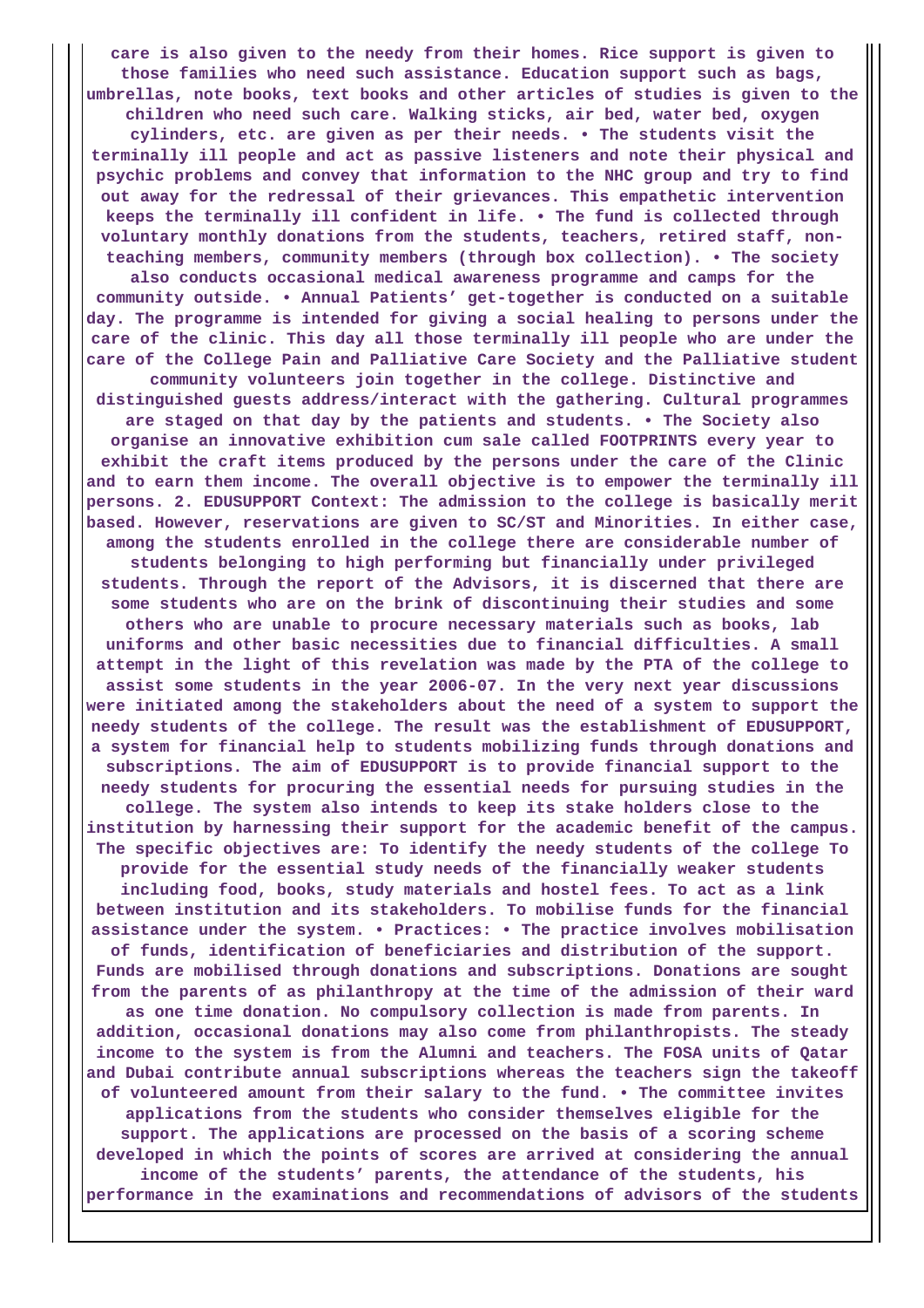**care is also given to the needy from their homes. Rice support is given to those families who need such assistance. Education support such as bags, umbrellas, note books, text books and other articles of studies is given to the children who need such care. Walking sticks, air bed, water bed, oxygen cylinders, etc. are given as per their needs. • The students visit the terminally ill people and act as passive listeners and note their physical and psychic problems and convey that information to the NHC group and try to find out away for the redressal of their grievances. This empathetic intervention keeps the terminally ill confident in life. • The fund is collected through voluntary monthly donations from the students, teachers, retired staff, non-teaching members, community members (through box collection). • The society also conducts occasional medical awareness programme and camps for the community outside. • Annual Patients' get-together is conducted on a suitable day. The programme is intended for giving a social healing to persons under the care of the clinic. This day all those terminally ill people who are under the care of the College Pain and Palliative Care Society and the Palliative student community volunteers join together in the college. Distinctive and distinguished guests address/interact with the gathering. Cultural programmes are staged on that day by the patients and students. • The Society also organise an innovative exhibition cum sale called FOOTPRINTS every year to exhibit the craft items produced by the persons under the care of the Clinic and to earn them income. The overall objective is to empower the terminally ill persons. 2. EDUSUPPORT Context: The admission to the college is basically merit based. However, reservations are given to SC/ST and Minorities. In either case, among the students enrolled in the college there are considerable number of students belonging to high performing but financially under privileged students. Through the report of the Advisors, it is discerned that there are some students who are on the brink of discontinuing their studies and some others who are unable to procure necessary materials such as books, lab uniforms and other basic necessities due to financial difficulties. A small attempt in the light of this revelation was made by the PTA of the college to assist some students in the year 2006-07. In the very next year discussions were initiated among the stakeholders about the need of a system to support the needy students of the college. The result was the establishment of EDUSUPPORT, a system for financial help to students mobilizing funds through donations and subscriptions. The aim of EDUSUPPORT is to provide financial support to the needy students for procuring the essential needs for pursuing studies in the college. The system also intends to keep its stake holders close to the institution by harnessing their support for the academic benefit of the campus. The specific objectives are: To identify the needy students of the college To provide for the essential study needs of the financially weaker students including food, books, study materials and hostel fees. To act as a link between institution and its stakeholders. To mobilise funds for the financial assistance under the system. • Practices: • The practice involves mobilisation of funds, identification of beneficiaries and distribution of the support. Funds are mobilised through donations and subscriptions. Donations are sought from the parents of as philanthropy at the time of the admission of their ward as one time donation. No compulsory collection is made from parents. In addition, occasional donations may also come from philanthropists. The steady income to the system is from the Alumni and teachers. The FOSA units of Qatar and Dubai contribute annual subscriptions whereas the teachers sign the takeoff of volunteered amount from their salary to the fund. • The committee invites applications from the students who consider themselves eligible for the support. The applications are processed on the basis of a scoring scheme developed in which the points of scores are arrived at considering the annual income of the students' parents, the attendance of the students, his performance in the examinations and recommendations of advisors of the students**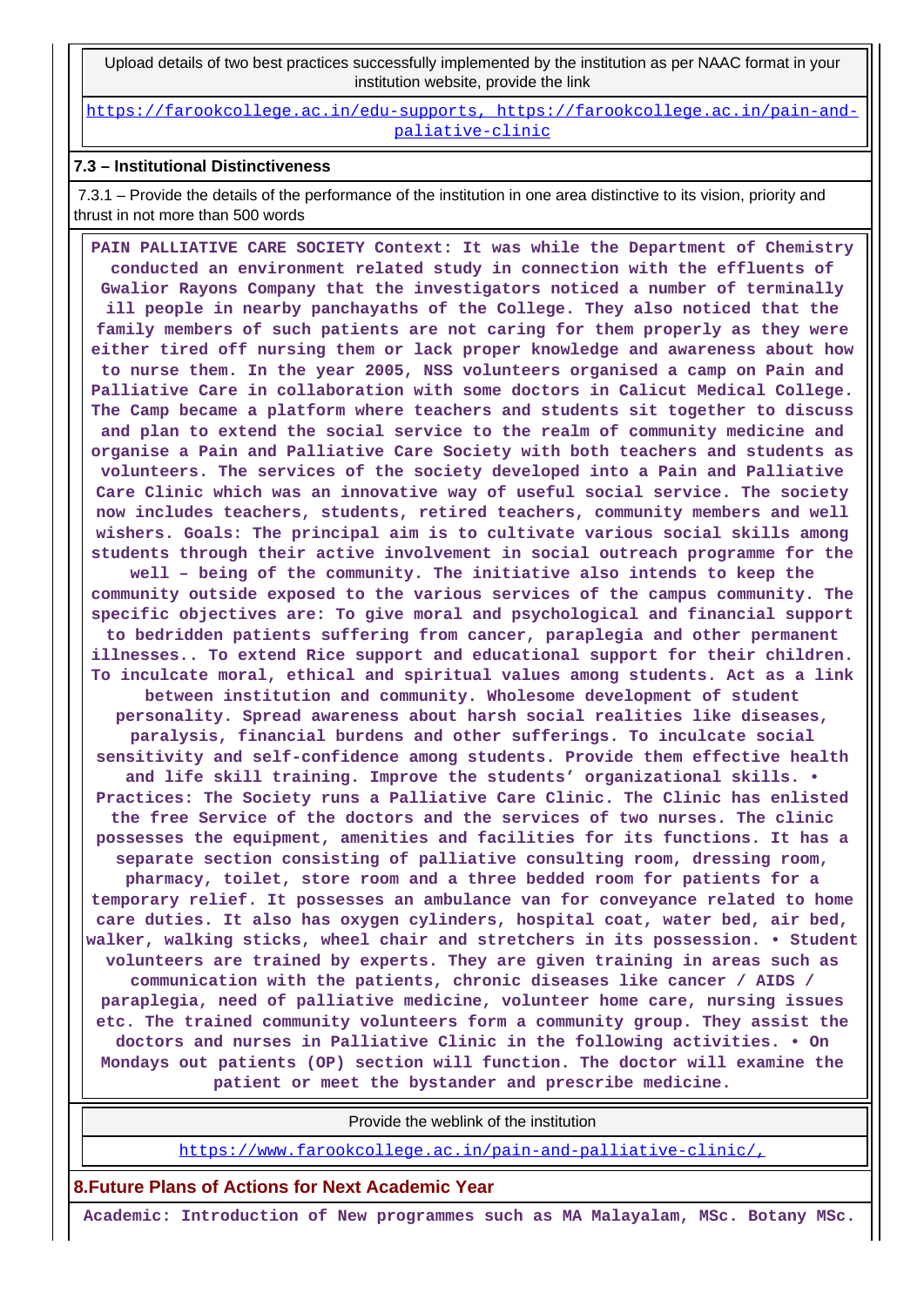| Upload details of two best practices successfully implemented by the institution as per NAAC format in your institution website, provide the link |
|---|
| https://farookcollege.ac.in/edu-supports, https://farookcollege.ac.in/pain-and-paliative-clinic |

**7.3 – Institutional Distinctiveness**

7.3.1 – Provide the details of the performance of the institution in one area distinctive to its vision, priority and thrust in not more than 500 words

**PAIN PALLIATIVE CARE SOCIETY Context: It was while the Department of Chemistry conducted an environment related study in connection with the effluents of Gwalior Rayons Company that the investigators noticed a number of terminally ill people in nearby panchayaths of the College. They also noticed that the family members of such patients are not caring for them properly as they were either tired off nursing them or lack proper knowledge and awareness about how to nurse them. In the year 2005, NSS volunteers organised a camp on Pain and Palliative Care in collaboration with some doctors in Calicut Medical College. The Camp became a platform where teachers and students sit together to discuss and plan to extend the social service to the realm of community medicine and organise a Pain and Palliative Care Society with both teachers and students as volunteers. The services of the society developed into a Pain and Palliative Care Clinic which was an innovative way of useful social service. The society now includes teachers, students, retired teachers, community members and well wishers. Goals: The principal aim is to cultivate various social skills among students through their active involvement in social outreach programme for the well – being of the community. The initiative also intends to keep the community outside exposed to the various services of the campus community. The specific objectives are: To give moral and psychological and financial support to bedridden patients suffering from cancer, paraplegia and other permanent illnesses.. To extend Rice support and educational support for their children. To inculcate moral, ethical and spiritual values among students. Act as a link between institution and community. Wholesome development of student personality. Spread awareness about harsh social realities like diseases, paralysis, financial burdens and other sufferings. To inculcate social sensitivity and self-confidence among students. Provide them effective health and life skill training. Improve the students' organizational skills. • Practices: The Society runs a Palliative Care Clinic. The Clinic has enlisted the free Service of the doctors and the services of two nurses. The clinic possesses the equipment, amenities and facilities for its functions. It has a separate section consisting of palliative consulting room, dressing room, pharmacy, toilet, store room and a three bedded room for patients for a temporary relief. It possesses an ambulance van for conveyance related to home care duties. It also has oxygen cylinders, hospital coat, water bed, air bed, walker, walking sticks, wheel chair and stretchers in its possession. • Student volunteers are trained by experts. They are given training in areas such as communication with the patients, chronic diseases like cancer / AIDS / paraplegia, need of palliative medicine, volunteer home care, nursing issues etc. The trained community volunteers form a community group. They assist the doctors and nurses in Palliative Clinic in the following activities. • On Mondays out patients (OP) section will function. The doctor will examine the patient or meet the bystander and prescribe medicine.**

| Provide the weblink of the institution |
|---|
| https://www.farookcollege.ac.in/pain-and-palliative-clinic/, |

**8.Future Plans of Actions for Next Academic Year**

**Academic: Introduction of New programmes such as MA Malayalam, MSc. Botany MSc.**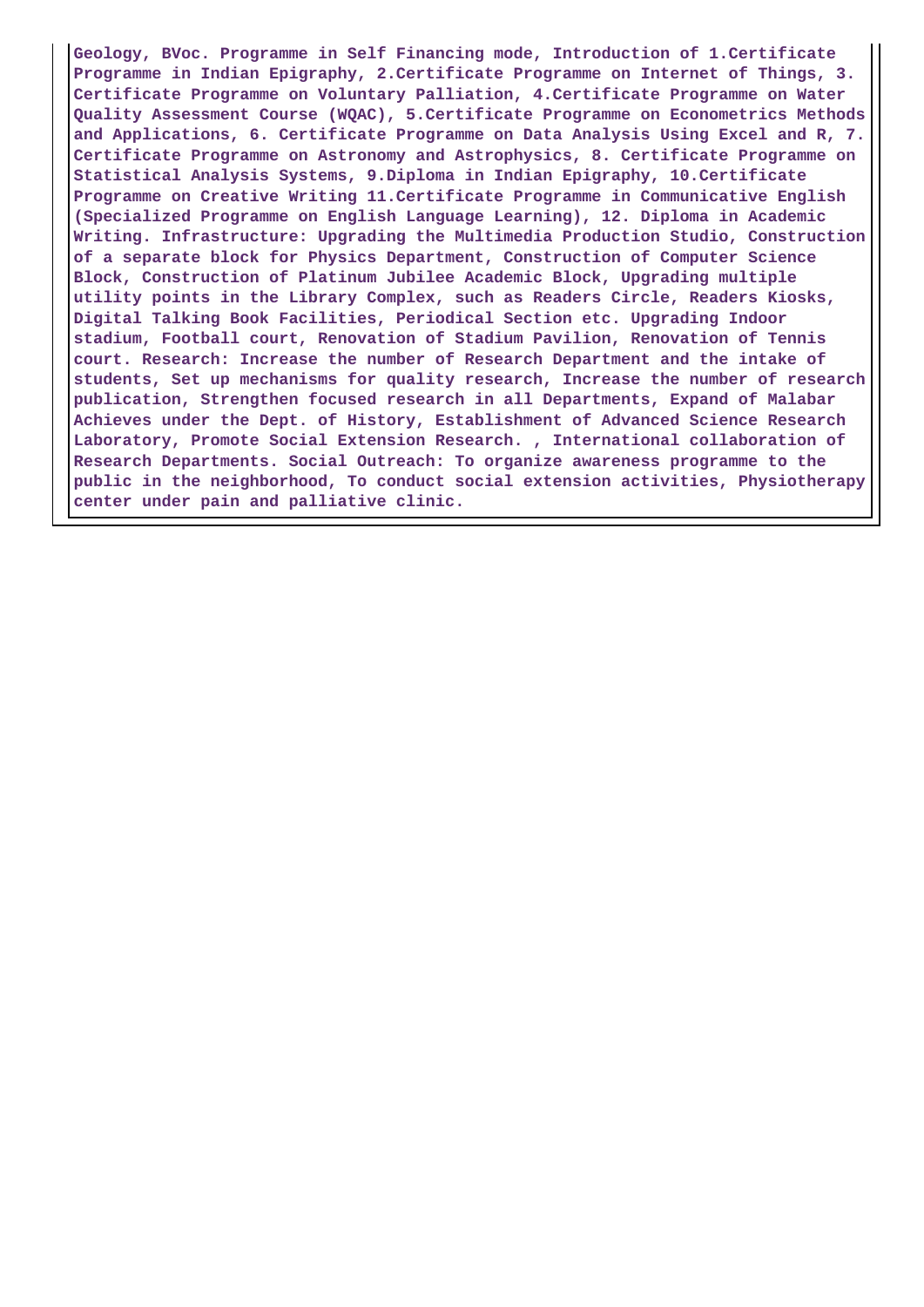**Geology, BVoc. Programme in Self Financing mode, Introduction of 1.Certificate Programme in Indian Epigraphy, 2.Certificate Programme on Internet of Things, 3. Certificate Programme on Voluntary Palliation, 4.Certificate Programme on Water Quality Assessment Course (WQAC), 5.Certificate Programme on Econometrics Methods and Applications, 6. Certificate Programme on Data Analysis Using Excel and R, 7. Certificate Programme on Astronomy and Astrophysics, 8. Certificate Programme on Statistical Analysis Systems, 9.Diploma in Indian Epigraphy, 10.Certificate Programme on Creative Writing 11.Certificate Programme in Communicative English (Specialized Programme on English Language Learning), 12. Diploma in Academic Writing. Infrastructure: Upgrading the Multimedia Production Studio, Construction of a separate block for Physics Department, Construction of Computer Science Block, Construction of Platinum Jubilee Academic Block, Upgrading multiple utility points in the Library Complex, such as Readers Circle, Readers Kiosks, Digital Talking Book Facilities, Periodical Section etc. Upgrading Indoor stadium, Football court, Renovation of Stadium Pavilion, Renovation of Tennis court. Research: Increase the number of Research Department and the intake of students, Set up mechanisms for quality research, Increase the number of research publication, Strengthen focused research in all Departments, Expand of Malabar Achieves under the Dept. of History, Establishment of Advanced Science Research Laboratory, Promote Social Extension Research. , International collaboration of Research Departments. Social Outreach: To organize awareness programme to the public in the neighborhood, To conduct social extension activities, Physiotherapy center under pain and palliative clinic.**